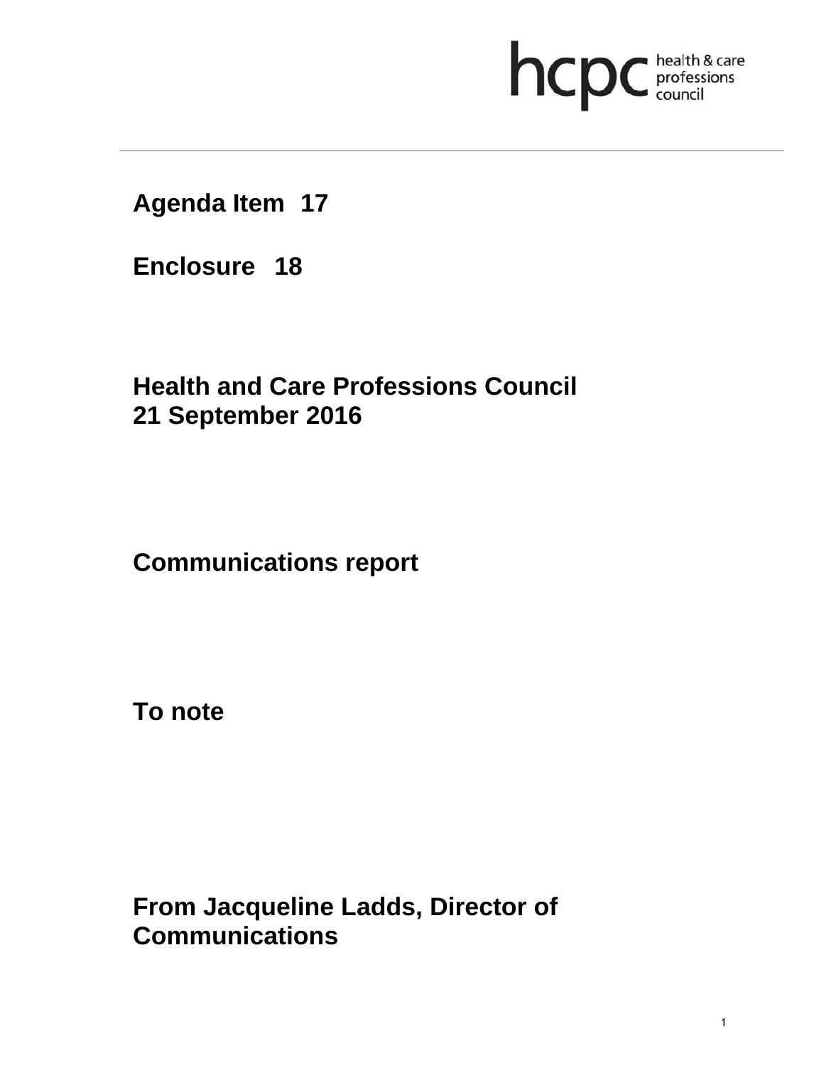hcpc health & care professions council

**Agenda Item 17**

**Enclosure 18**

**Health and Care Professions Council**
**21 September 2016**

# Communications report

**To note**

**From Jacqueline Ladds, Director of Communications**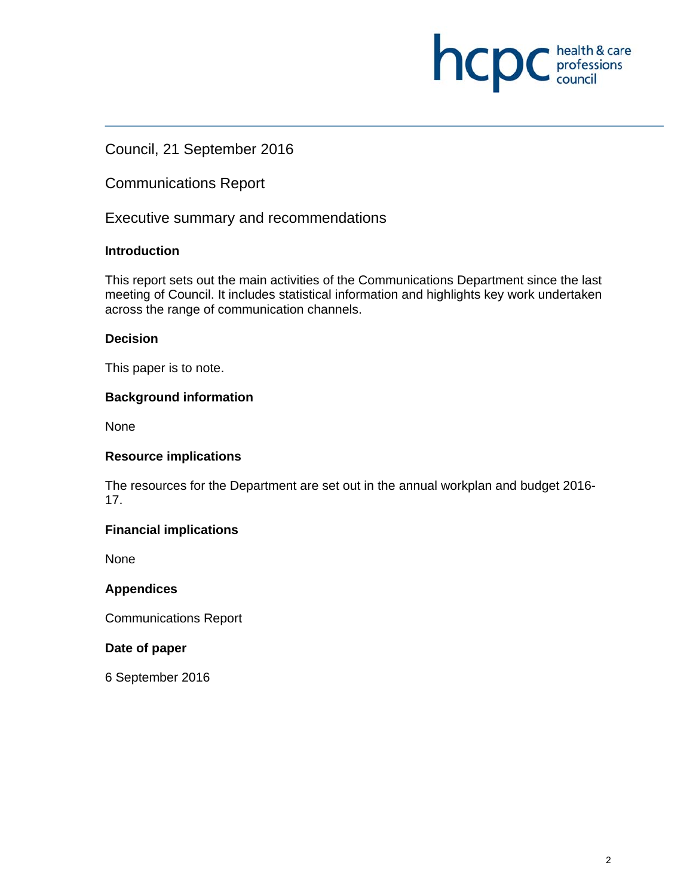Council, 21 September 2016

Communications Report

Executive summary and recommendations

**Introduction**

This report sets out the main activities of the Communications Department since the last meeting of Council. It includes statistical information and highlights key work undertaken across the range of communication channels.

**Decision**

This paper is to note.

**Background information**

None

**Resource implications**

The resources for the Department are set out in the annual workplan and budget 2016-17.

**Financial implications**

None

**Appendices**

Communications Report

**Date of paper**

6 September 2016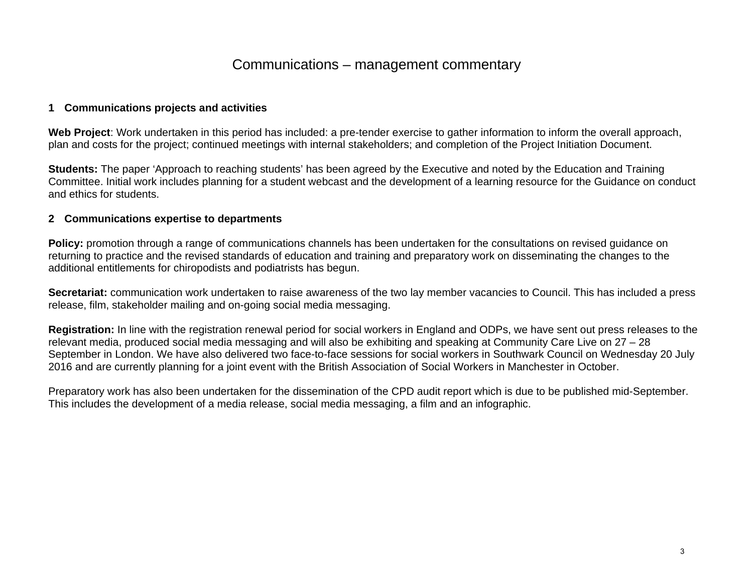# Communications – management commentary

## 1 Communications projects and activities

**Web Project**: Work undertaken in this period has included: a pre-tender exercise to gather information to inform the overall approach, plan and costs for the project; continued meetings with internal stakeholders; and completion of the Project Initiation Document.

**Students:** The paper 'Approach to reaching students' has been agreed by the Executive and noted by the Education and Training Committee. Initial work includes planning for a student webcast and the development of a learning resource for the Guidance on conduct and ethics for students.

## 2 Communications expertise to departments

**Policy:** promotion through a range of communications channels has been undertaken for the consultations on revised guidance on returning to practice and the revised standards of education and training and preparatory work on disseminating the changes to the additional entitlements for chiropodists and podiatrists has begun.

**Secretariat:** communication work undertaken to raise awareness of the two lay member vacancies to Council. This has included a press release, film, stakeholder mailing and on-going social media messaging.

**Registration:** In line with the registration renewal period for social workers in England and ODPs, we have sent out press releases to the relevant media, produced social media messaging and will also be exhibiting and speaking at Community Care Live on 27 – 28 September in London. We have also delivered two face-to-face sessions for social workers in Southwark Council on Wednesday 20 July 2016 and are currently planning for a joint event with the British Association of Social Workers in Manchester in October.

Preparatory work has also been undertaken for the dissemination of the CPD audit report which is due to be published mid-September. This includes the development of a media release, social media messaging, a film and an infographic.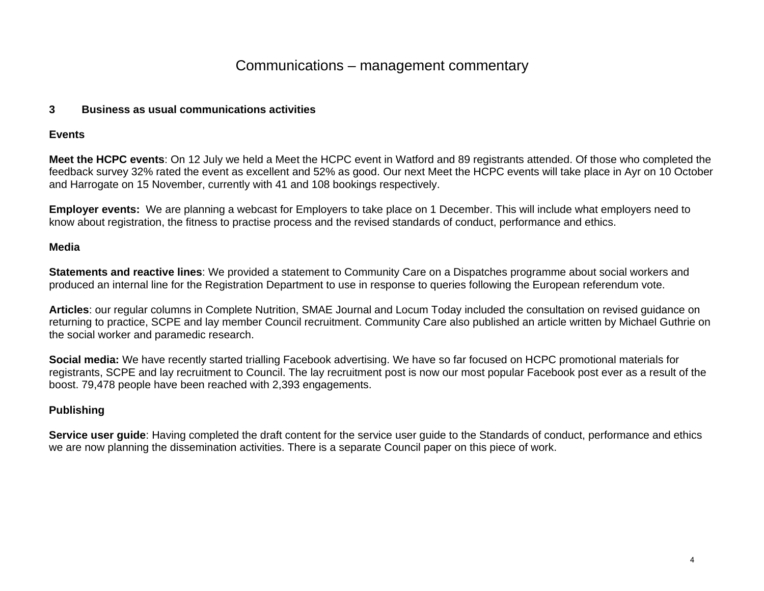# Communications – management commentary

## 3 Business as usual communications activities

### Events

**Meet the HCPC events**: On 12 July we held a Meet the HCPC event in Watford and 89 registrants attended. Of those who completed the feedback survey 32% rated the event as excellent and 52% as good. Our next Meet the HCPC events will take place in Ayr on 10 October and Harrogate on 15 November, currently with 41 and 108 bookings respectively.

**Employer events:** We are planning a webcast for Employers to take place on 1 December. This will include what employers need to know about registration, the fitness to practise process and the revised standards of conduct, performance and ethics.

### Media

**Statements and reactive lines**: We provided a statement to Community Care on a Dispatches programme about social workers and produced an internal line for the Registration Department to use in response to queries following the European referendum vote.

**Articles**: our regular columns in Complete Nutrition, SMAE Journal and Locum Today included the consultation on revised guidance on returning to practice, SCPE and lay member Council recruitment. Community Care also published an article written by Michael Guthrie on the social worker and paramedic research.

**Social media:** We have recently started trialling Facebook advertising. We have so far focused on HCPC promotional materials for registrants, SCPE and lay recruitment to Council. The lay recruitment post is now our most popular Facebook post ever as a result of the boost. 79,478 people have been reached with 2,393 engagements.

### Publishing

**Service user guide**: Having completed the draft content for the service user guide to the Standards of conduct, performance and ethics we are now planning the dissemination activities. There is a separate Council paper on this piece of work.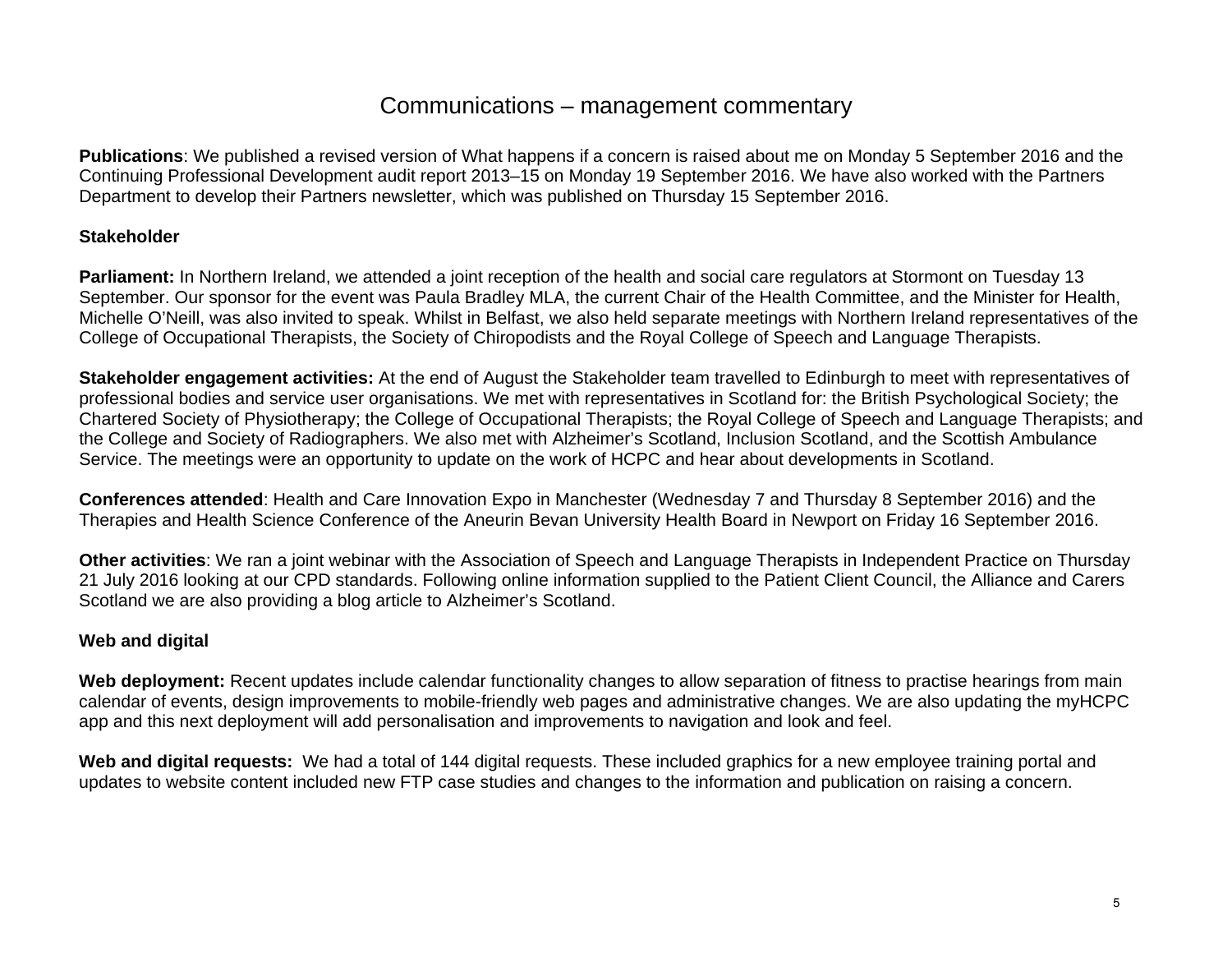# Communications – management commentary

**Publications**: We published a revised version of What happens if a concern is raised about me on Monday 5 September 2016 and the Continuing Professional Development audit report 2013–15 on Monday 19 September 2016. We have also worked with the Partners Department to develop their Partners newsletter, which was published on Thursday 15 September 2016.

**Stakeholder**

**Parliament:** In Northern Ireland, we attended a joint reception of the health and social care regulators at Stormont on Tuesday 13 September. Our sponsor for the event was Paula Bradley MLA, the current Chair of the Health Committee, and the Minister for Health, Michelle O'Neill, was also invited to speak. Whilst in Belfast, we also held separate meetings with Northern Ireland representatives of the College of Occupational Therapists, the Society of Chiropodists and the Royal College of Speech and Language Therapists.

**Stakeholder engagement activities:** At the end of August the Stakeholder team travelled to Edinburgh to meet with representatives of professional bodies and service user organisations. We met with representatives in Scotland for: the British Psychological Society; the Chartered Society of Physiotherapy; the College of Occupational Therapists; the Royal College of Speech and Language Therapists; and the College and Society of Radiographers. We also met with Alzheimer's Scotland, Inclusion Scotland, and the Scottish Ambulance Service. The meetings were an opportunity to update on the work of HCPC and hear about developments in Scotland.

**Conferences attended**: Health and Care Innovation Expo in Manchester (Wednesday 7 and Thursday 8 September 2016) and the Therapies and Health Science Conference of the Aneurin Bevan University Health Board in Newport on Friday 16 September 2016.

**Other activities**: We ran a joint webinar with the Association of Speech and Language Therapists in Independent Practice on Thursday 21 July 2016 looking at our CPD standards. Following online information supplied to the Patient Client Council, the Alliance and Carers Scotland we are also providing a blog article to Alzheimer's Scotland.

**Web and digital**

**Web deployment:** Recent updates include calendar functionality changes to allow separation of fitness to practise hearings from main calendar of events, design improvements to mobile-friendly web pages and administrative changes. We are also updating the myHCPC app and this next deployment will add personalisation and improvements to navigation and look and feel.

**Web and digital requests:** We had a total of 144 digital requests. These included graphics for a new employee training portal and updates to website content included new FTP case studies and changes to the information and publication on raising a concern.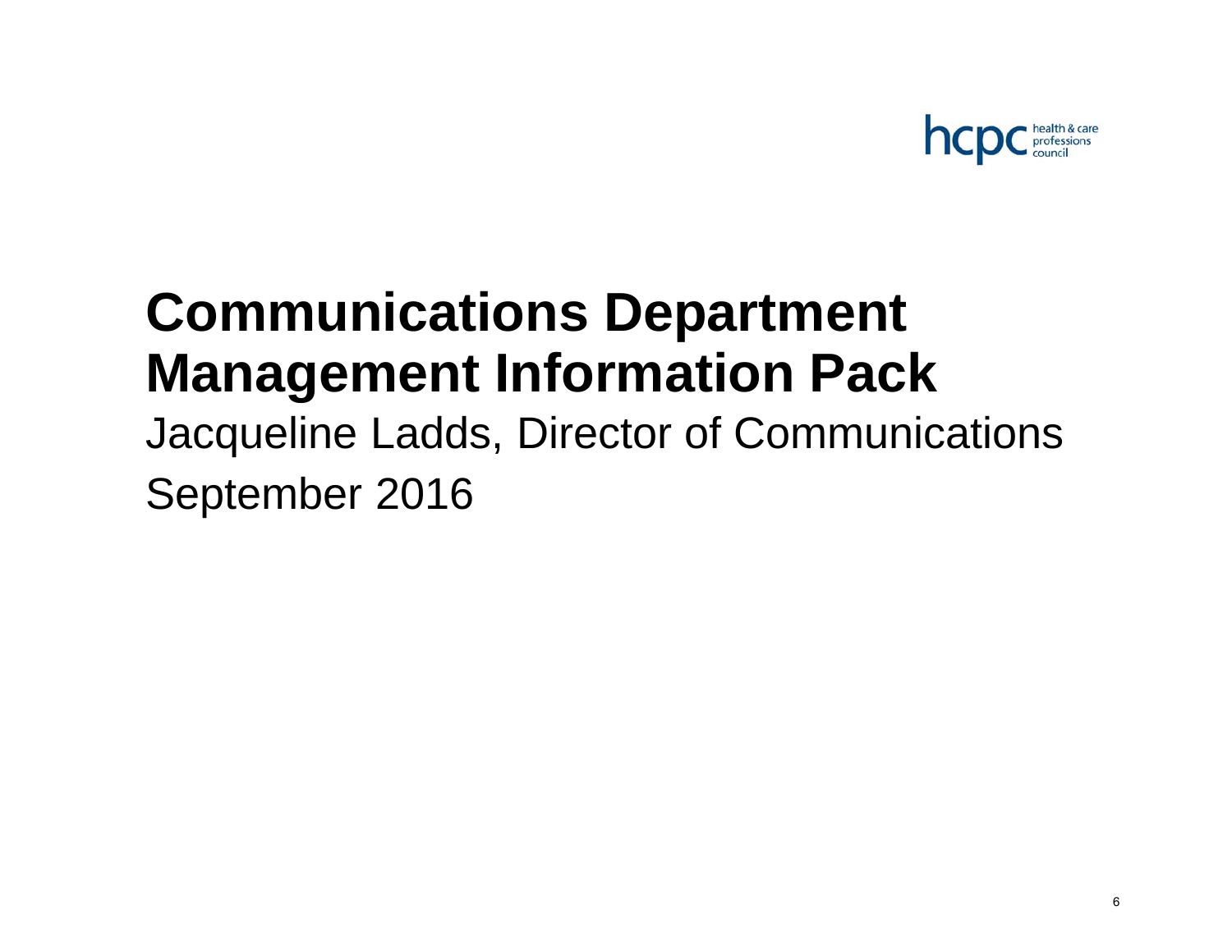# Communications Department Management Information Pack

Jacqueline Ladds, Director of Communications

September 2016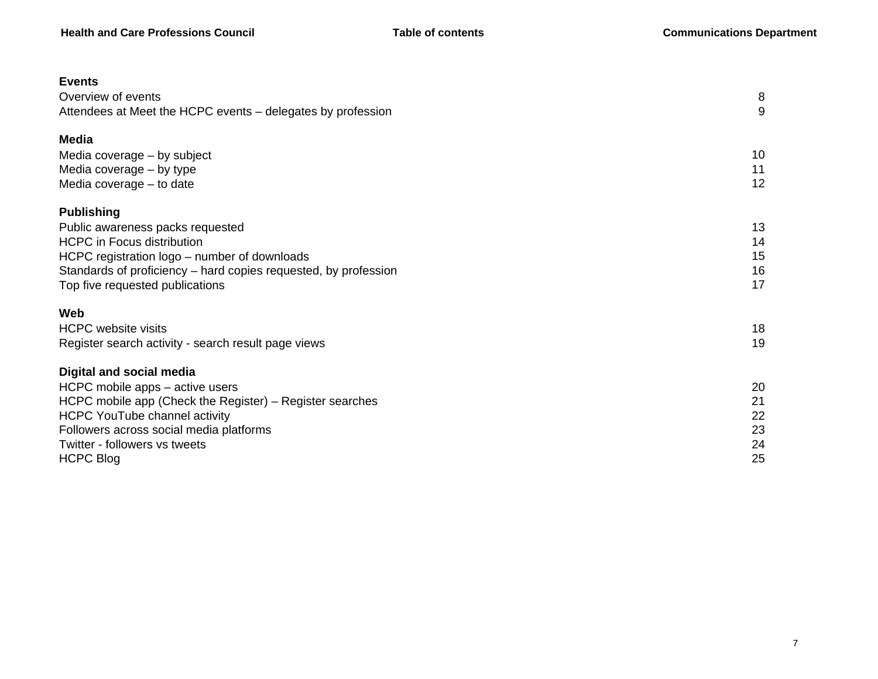**Events**

| | |
|---|---|
| Overview of events | 8 |
| Attendees at Meet the HCPC events – delegates by profession | 9 |

**Media**

| | |
|---|---|
| Media coverage – by subject | 10 |
| Media coverage – by type | 11 |
| Media coverage – to date | 12 |

**Publishing**

| | |
|---|---|
| Public awareness packs requested | 13 |
| HCPC in Focus distribution | 14 |
| HCPC registration logo – number of downloads | 15 |
| Standards of proficiency – hard copies requested, by profession | 16 |
| Top five requested publications | 17 |

**Web**

| | |
|---|---|
| HCPC website visits | 18 |
| Register search activity - search result page views | 19 |

**Digital and social media**

| | |
|---|---|
| HCPC mobile apps – active users | 20 |
| HCPC mobile app (Check the Register) – Register searches | 21 |
| HCPC YouTube channel activity | 22 |
| Followers across social media platforms | 23 |
| Twitter - followers vs tweets | 24 |
| HCPC Blog | 25 |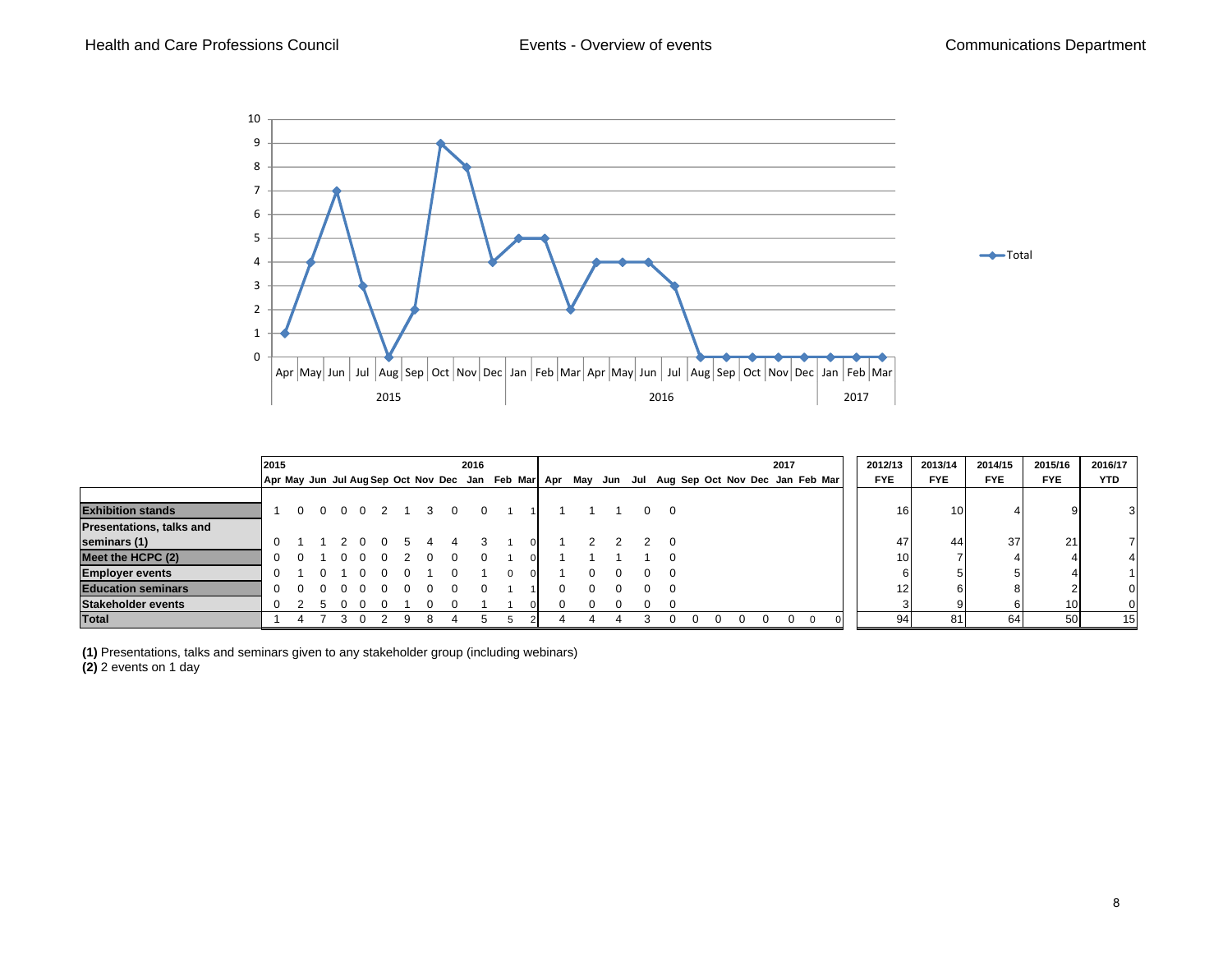10
9
8
7
6
5
4
3
2
1
0

Apr May Jun Jul Aug Sep Oct Nov Dec Jan Feb Mar Apr May Jun Jul Aug Sep Oct Nov Dec Jan Feb Mar

2015 2016 2017

Total

| | 2015 | | | | | | | | | 2016 | | | | | | | | | | | | | 2017 | | | 2012/13 | 2013/14 | 2014/15 | 2015/16 | 2016/17 |
|---|---|---|---|---|---|---|---|---|---|---|---|---|---|---|---|---|---|---|---|---|---|---|---|---|---|---|---|---|---|---|
| | Apr | May | Jun | Jul | Aug | Sep | Oct | Nov | Dec | Jan | Feb | Mar | Apr | May | Jun | Jul | Aug | Sep | Oct | Nov | Dec | Jan | Feb | Mar | | FYE | FYE | FYE | FYE | YTD |
| **Exhibition stands** | 1 | 0 | 0 | 0 | 0 | 2 | 1 | 3 | 0 | 0 | 1 | 1 | 1 | 1 | 1 | 0 | 0 | | | | | | | | | 16 | 10 | 4 | 9 | 3 |
| **Presentations, talks and seminars (1)** | 0 | 1 | 1 | 2 | 0 | 0 | 5 | 4 | 4 | 3 | 1 | 0 | 1 | 2 | 2 | 2 | 0 | | | | | | | | | 47 | 44 | 37 | 21 | 7 |
| **Meet the HCPC (2)** | 0 | 0 | 1 | 0 | 0 | 0 | 2 | 0 | 0 | 0 | 1 | 0 | 1 | 1 | 1 | 1 | 0 | | | | | | | | | 10 | 7 | 4 | 4 | 4 |
| **Employer events** | 0 | 1 | 0 | 1 | 0 | 0 | 0 | 1 | 0 | 1 | 0 | 0 | 1 | 0 | 0 | 0 | 0 | | | | | | | | | 6 | 5 | 5 | 4 | 1 |
| **Education seminars** | 0 | 0 | 0 | 0 | 0 | 0 | 0 | 0 | 0 | 0 | 1 | 1 | 0 | 0 | 0 | 0 | 0 | | | | | | | | | 12 | 6 | 8 | 2 | 0 |
| **Stakeholder events** | 0 | 2 | 5 | 0 | 0 | 0 | 1 | 0 | 0 | 1 | 1 | 0 | 0 | 0 | 0 | 0 | 0 | | | | | | | | | 3 | 9 | 6 | 10 | 0 |
| **Total** | 1 | 4 | 7 | 3 | 0 | 2 | 9 | 8 | 4 | 5 | 5 | 2 | 4 | 4 | 4 | 3 | 0 | 0 | 0 | 0 | 0 | 0 | 0 | 0 | | 94 | 81 | 64 | 50 | 15 |

**(1)** Presentations, talks and seminars given to any stakeholder group (including webinars)
**(2)** 2 events on 1 day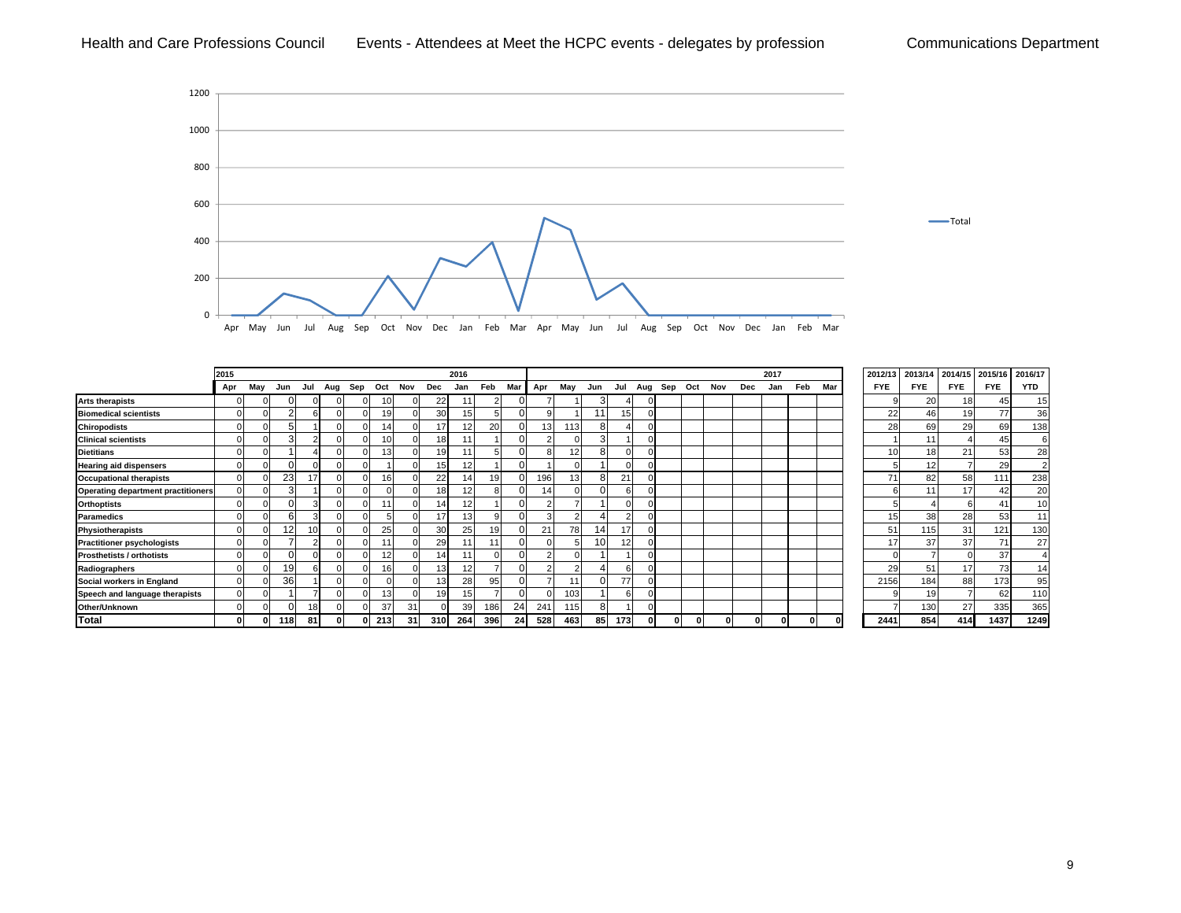Health and Care Professions Council | Events - Attendees at Meet the HCPC events - delegates by profession | Communications Department

1200
1000
800
600
400
200
0
Apr May Jun Jul Aug Sep Oct Nov Dec Jan Feb Mar Apr May Jun Jul Aug Sep Oct Nov Dec Jan Feb Mar
Total

| | 2015 | | | | | | | | | 2016 | | | | | | | | | | | | 2017 | | | | 2012/13 | 2013/14 | 2014/15 | 2015/16 | 2016/17 |
|---|---|---|---|---|---|---|---|---|---|---|---|---|---|---|---|---|---|---|---|---|---|---|---|---|---|---|---|---|---|
| | Apr | May | Jun | Jul | Aug | Sep | Oct | Nov | Dec | Jan | Feb | Mar | Apr | May | Jun | Jul | Aug | Sep | Oct | Nov | Dec | Jan | Feb | Mar | FYE | FYE | FYE | FYE | YTD |
| **Arts therapists** | 0 | 0 | 0 | 0 | 0 | 0 | 10 | 0 | 22 | 11 | 2 | 0 | 7 | 1 | 3 | 4 | 0 | | | | | | | | 9 | 20 | 18 | 45 | 15 |
| **Biomedical scientists** | 0 | 0 | 2 | 6 | 0 | 0 | 19 | 0 | 30 | 15 | 5 | 0 | 9 | 1 | 11 | 15 | 0 | | | | | | | | 22 | 46 | 19 | 77 | 36 |
| **Chiropodists** | 0 | 0 | 5 | 1 | 0 | 0 | 14 | 0 | 17 | 12 | 20 | 0 | 13 | 113 | 8 | 4 | 0 | | | | | | | | 28 | 69 | 29 | 69 | 138 |
| **Clinical scientists** | 0 | 0 | 3 | 2 | 0 | 0 | 10 | 0 | 18 | 11 | 1 | 0 | 2 | 0 | 3 | 1 | 0 | | | | | | | | 1 | 11 | 4 | 45 | 6 |
| **Dietitians** | 0 | 0 | 1 | 4 | 0 | 0 | 13 | 0 | 19 | 11 | 5 | 0 | 8 | 12 | 8 | 0 | 0 | | | | | | | | 10 | 18 | 21 | 53 | 28 |
| **Hearing aid dispensers** | 0 | 0 | 0 | 0 | 0 | 0 | 1 | 0 | 15 | 12 | 1 | 0 | 1 | 0 | 1 | 0 | 0 | | | | | | | | 5 | 12 | 7 | 29 | 2 |
| **Occupational therapists** | 0 | 0 | 23 | 17 | 0 | 0 | 16 | 0 | 22 | 14 | 19 | 0 | 196 | 13 | 8 | 21 | 0 | | | | | | | | 71 | 82 | 58 | 111 | 238 |
| **Operating department practitioners** | 0 | 0 | 3 | 1 | 0 | 0 | 0 | 0 | 18 | 12 | 8 | 0 | 14 | 0 | 0 | 6 | 0 | | | | | | | | 6 | 11 | 17 | 42 | 20 |
| **Orthoptists** | 0 | 0 | 0 | 3 | 0 | 0 | 11 | 0 | 14 | 12 | 1 | 0 | 2 | 7 | 1 | 0 | 0 | | | | | | | | 5 | 4 | 6 | 41 | 10 |
| **Paramedics** | 0 | 0 | 6 | 3 | 0 | 0 | 5 | 0 | 17 | 13 | 9 | 0 | 3 | 2 | 4 | 2 | 0 | | | | | | | | 15 | 38 | 28 | 53 | 11 |
| **Physiotherapists** | 0 | 0 | 12 | 10 | 0 | 0 | 25 | 0 | 30 | 25 | 19 | 0 | 21 | 78 | 14 | 17 | 0 | | | | | | | | 51 | 115 | 31 | 121 | 130 |
| **Practitioner psychologists** | 0 | 0 | 7 | 2 | 0 | 0 | 11 | 0 | 29 | 11 | 11 | 0 | 0 | 5 | 10 | 12 | 0 | | | | | | | | 17 | 37 | 37 | 71 | 27 |
| **Prosthetists / orthotists** | 0 | 0 | 0 | 0 | 0 | 0 | 12 | 0 | 14 | 11 | 0 | 0 | 2 | 0 | 1 | 1 | 0 | | | | | | | | 0 | 7 | 0 | 37 | 4 |
| **Radiographers** | 0 | 0 | 19 | 6 | 0 | 0 | 16 | 0 | 13 | 12 | 7 | 0 | 2 | 2 | 4 | 6 | 0 | | | | | | | | 29 | 51 | 17 | 73 | 14 |
| **Social workers in England** | 0 | 0 | 36 | 1 | 0 | 0 | 0 | 0 | 13 | 28 | 95 | 0 | 7 | 11 | 0 | 77 | 0 | | | | | | | | 2156 | 184 | 88 | 173 | 95 |
| **Speech and language therapists** | 0 | 0 | 1 | 7 | 0 | 0 | 13 | 0 | 19 | 15 | 7 | 0 | 0 | 103 | 1 | 6 | 0 | | | | | | | | 9 | 19 | 7 | 62 | 110 |
| **Other/Unknown** | 0 | 0 | 0 | 18 | 0 | 0 | 37 | 31 | 0 | 39 | 186 | 24 | 241 | 115 | 8 | 1 | 0 | | | | | | | | 7 | 130 | 27 | 335 | 365 |
| **Total** | **0** | **0** | **118** | **81** | **0** | **0** | **213** | **31** | **310** | **264** | **396** | **24** | **528** | **463** | **85** | **173** | **0** | **0** | **0** | **0** | **0** | **0** | **0** | **0** | **2441** | **854** | **414** | **1437** | **1249** |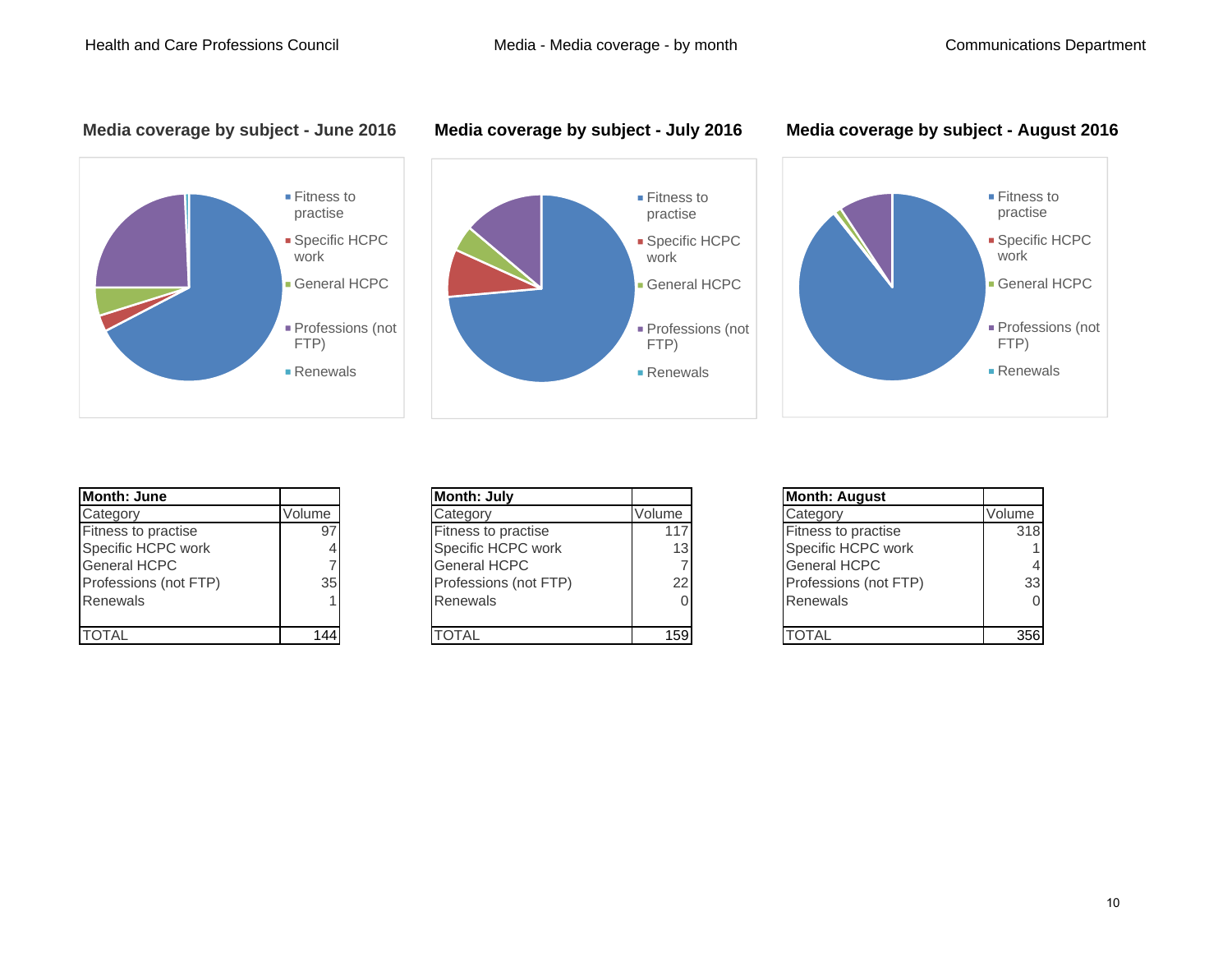Health and Care Professions Council — Media - Media coverage - by month — Communications Department

### Media coverage by subject - June 2016

Fitness to practise
Specific HCPC work
General HCPC
Professions (not FTP)
Renewals

### Media coverage by subject - July 2016

Fitness to practise
Specific HCPC work
General HCPC
Professions (not FTP)
Renewals

### Media coverage by subject - August 2016

Fitness to practise
Specific HCPC work
General HCPC
Professions (not FTP)
Renewals

| **Month: June** | |
|---|---|
| Category | Volume |
| Fitness to practise | 97 |
| Specific HCPC work | 4 |
| General HCPC | 7 |
| Professions (not FTP) | 35 |
| Renewals | 1 |
| TOTAL | 144 |

| **Month: July** | |
|---|---|
| Category | Volume |
| Fitness to practise | 117 |
| Specific HCPC work | 13 |
| General HCPC | 7 |
| Professions (not FTP) | 22 |
| Renewals | 0 |
| TOTAL | 159 |

| **Month: August** | |
|---|---|
| Category | Volume |
| Fitness to practise | 318 |
| Specific HCPC work | 1 |
| General HCPC | 4 |
| Professions (not FTP) | 33 |
| Renewals | 0 |
| TOTAL | 356 |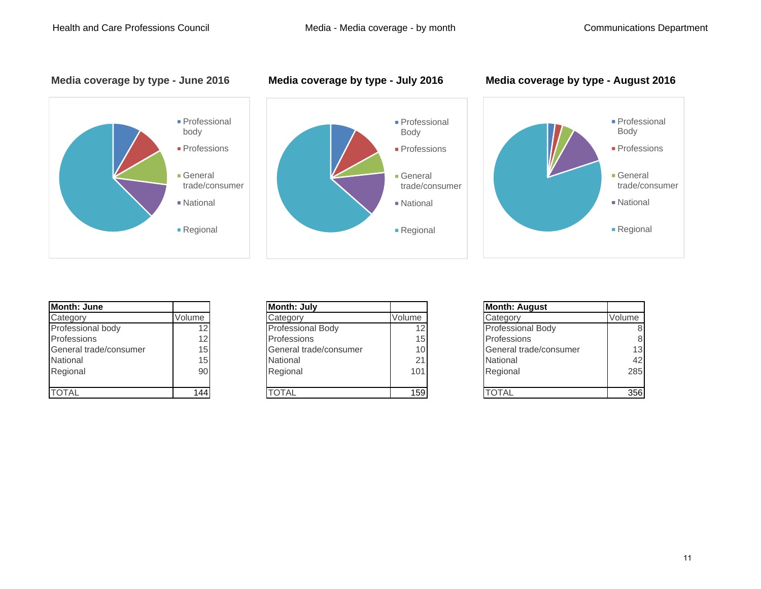### Media coverage by type - June 2016

Professional body
Professions
General trade/consumer
National
Regional

### Media coverage by type - July 2016

Professional Body
Professions
General trade/consumer
National
Regional

### Media coverage by type - August 2016

Professional Body
Professions
General trade/consumer
National
Regional

| **Month: June** | |
|---|---|
| Category | Volume |
| Professional body | 12 |
| Professions | 12 |
| General trade/consumer | 15 |
| National | 15 |
| Regional | 90 |
| TOTAL | 144 |

| **Month: July** | |
|---|---|
| Category | Volume |
| Professional Body | 12 |
| Professions | 15 |
| General trade/consumer | 10 |
| National | 21 |
| Regional | 101 |
| TOTAL | 159 |

| **Month: August** | |
|---|---|
| Category | Volume |
| Professional Body | 8 |
| Professions | 8 |
| General trade/consumer | 13 |
| National | 42 |
| Regional | 285 |
| TOTAL | 356 |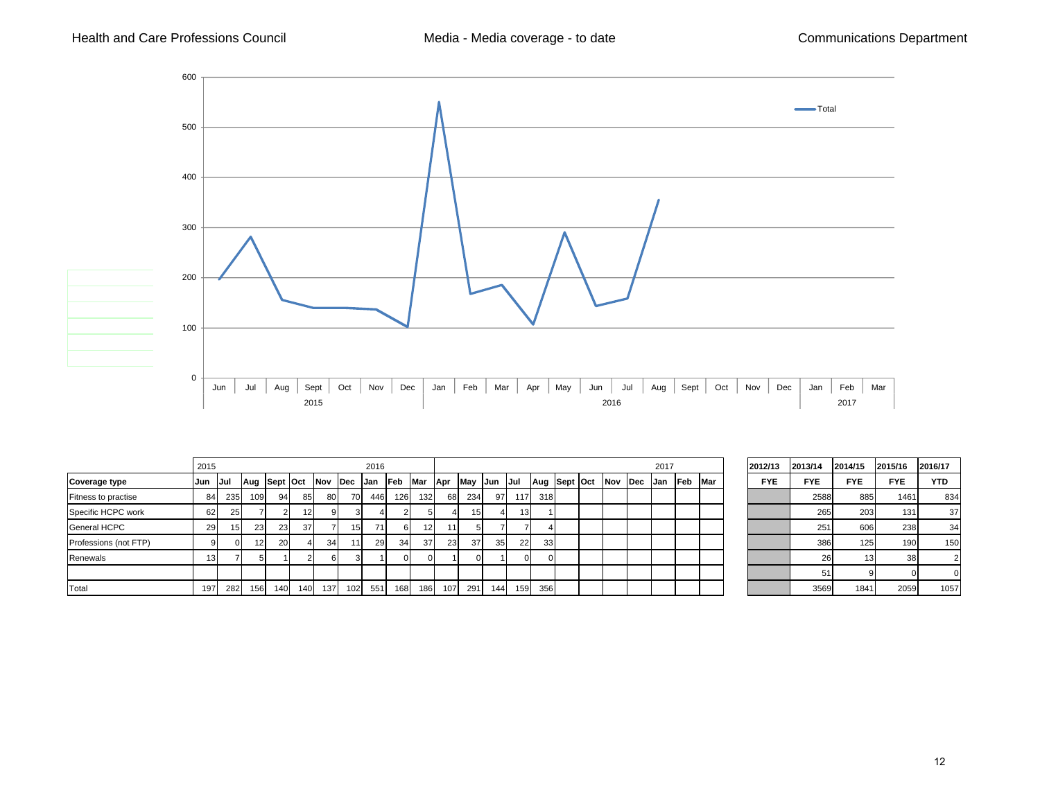Health and Care Professions Council

Media - Media coverage - to date

Communications Department

600
500
400
300
200
100
0

Total

Jun Jul Aug Sept Oct Nov Dec Jan Feb Mar Apr May Jun Jul Aug Sept Oct Nov Dec Jan Feb Mar

2015 2016 2017

| | 2015 | | | | | | | 2016 | | | | | | | | | | | 2017 | | | | 2012/13 | 2013/14 | 2014/15 | 2015/16 | 2016/17 |
|---|---|---|---|---|---|---|---|---|---|---|---|---|---|---|---|---|---|---|---|---|---|---|---|---|---|---|---|
| **Coverage type** | **Jun** | **Jul** | **Aug** | **Sept** | **Oct** | **Nov** | **Dec** | **Jan** | **Feb** | **Mar** | **Apr** | **May** | **Jun** | **Jul** | **Aug** | **Sept** | **Oct** | **Nov** | **Dec** | **Jan** | **Feb** | **Mar** | **FYE** | **FYE** | **FYE** | **FYE** | **YTD** |
| Fitness to practise | 84 | 235 | 109 | 94 | 85 | 80 | 70 | 446 | 126 | 132 | 68 | 234 | 97 | 117 | 318 | | | | | | | | | 2588 | 885 | 1461 | 834 |
| Specific HCPC work | 62 | 25 | 7 | 2 | 12 | 9 | 3 | 4 | 2 | 5 | 4 | 15 | 4 | 13 | 1 | | | | | | | | | 265 | 203 | 131 | 37 |
| General HCPC | 29 | 15 | 23 | 23 | 37 | 7 | 15 | 71 | 6 | 12 | 11 | 5 | 7 | 7 | 4 | | | | | | | | | 251 | 606 | 238 | 34 |
| Professions (not FTP) | 9 | 0 | 12 | 20 | 4 | 34 | 11 | 29 | 34 | 37 | 23 | 37 | 35 | 22 | 33 | | | | | | | | | 386 | 125 | 190 | 150 |
| Renewals | 13 | 7 | 5 | 1 | 2 | 6 | 3 | 1 | 0 | 0 | 1 | 0 | 1 | 0 | 0 | | | | | | | | | 26 | 13 | 38 | 2 |
| | | | | | | | | | | | | | | | | | | | | | | | | 51 | 9 | 0 | 0 |
| Total | 197 | 282 | 156 | 140 | 140 | 137 | 102 | 551 | 168 | 186 | 107 | 291 | 144 | 159 | 356 | | | | | | | | | 3569 | 1841 | 2059 | 1057 |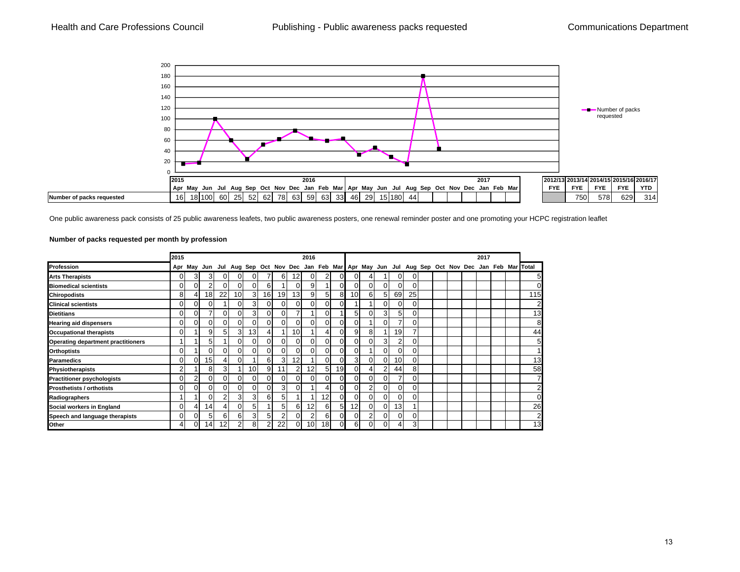## Publishing - Public awareness packs requested

200
180
160
140
120
100
80
60
40
20
0

Number of packs requested

| | 2015 | | | | | | | | | 2016 | | | | | | | | | | | | 2017 | | | | 2012/13 | 2013/14 | 2014/15 | 2015/16 | 2016/17 |
|---|---|---|---|---|---|---|---|---|---|---|---|---|---|---|---|---|---|---|---|---|---|---|---|---|---|---|---|---|---|---|
| | Apr | May | Jun | Jul | Aug | Sep | Oct | Nov | Dec | Jan | Feb | Mar | Apr | May | Jun | Jul | Aug | Sep | Oct | Nov | Dec | Jan | Feb | Mar | | FYE | FYE | FYE | FYE | YTD |
| Number of packs requested | 16 | 18 | 100 | 60 | 25 | 52 | 62 | 78 | 63 | 59 | 63 | 33 | 46 | 29 | 15 | 180 | 44 | | | | | | | | | | 750 | 578 | 629 | 314 |

One public awareness pack consists of 25 public awareness leaflets, two public awareness posters, one renewal reminder poster and one promoting your HCPC registration leaflet

**Number of packs requested per month by profession**

| | 2015 | | | | | | | | | 2016 | | | | | | | | | | | | 2017 | | | |
|---|---|---|---|---|---|---|---|---|---|---|---|---|---|---|---|---|---|---|---|---|---|---|---|---|---|
| **Profession** | Apr | May | Jun | Jul | Aug | Sep | Oct | Nov | Dec | Jan | Feb | Mar | Apr | May | Jun | Jul | Aug | Sep | Oct | Nov | Dec | Jan | Feb | Mar | Total |
| **Arts Therapists** | 0 | 3 | 3 | 0 | 0 | 0 | 7 | 6 | 12 | 0 | 2 | 0 | 0 | 4 | 1 | 0 | 0 | | | | | | | | 5 |
| **Biomedical scientists** | 0 | 0 | 2 | 0 | 0 | 0 | 6 | 1 | 0 | 9 | 1 | 0 | 0 | 0 | 0 | 0 | 0 | | | | | | | | 0 |
| **Chiropodists** | 8 | 4 | 18 | 22 | 10 | 3 | 16 | 19 | 13 | 9 | 5 | 8 | 10 | 6 | 5 | 69 | 25 | | | | | | | | 115 |
| **Clinical scientists** | 0 | 0 | 0 | 1 | 0 | 3 | 0 | 0 | 0 | 0 | 0 | 0 | 1 | 1 | 0 | 0 | 0 | | | | | | | | 2 |
| **Dietitians** | 0 | 0 | 7 | 0 | 0 | 3 | 0 | 0 | 7 | 1 | 0 | 1 | 5 | 0 | 3 | 5 | 0 | | | | | | | | 13 |
| **Hearing aid dispensers** | 0 | 0 | 0 | 0 | 0 | 0 | 0 | 0 | 0 | 0 | 0 | 0 | 0 | 1 | 0 | 7 | 0 | | | | | | | | 8 |
| **Occupational therapists** | 0 | 1 | 9 | 5 | 3 | 13 | 4 | 1 | 10 | 1 | 4 | 0 | 9 | 8 | 1 | 19 | 7 | | | | | | | | 44 |
| **Operating department practitioners** | 1 | 1 | 5 | 1 | 0 | 0 | 0 | 0 | 0 | 0 | 0 | 0 | 0 | 0 | 3 | 2 | 0 | | | | | | | | 5 |
| **Orthoptists** | 0 | 1 | 0 | 0 | 0 | 0 | 0 | 0 | 0 | 0 | 0 | 0 | 0 | 1 | 0 | 0 | 0 | | | | | | | | 1 |
| **Paramedics** | 0 | 0 | 15 | 4 | 0 | 1 | 6 | 3 | 12 | 1 | 0 | 0 | 3 | 0 | 0 | 10 | 0 | | | | | | | | 13 |
| **Physiotherapists** | 2 | 1 | 8 | 3 | 1 | 10 | 9 | 11 | 2 | 12 | 5 | 19 | 0 | 4 | 2 | 44 | 8 | | | | | | | | 58 |
| **Practitioner psychologists** | 0 | 2 | 0 | 0 | 0 | 0 | 0 | 0 | 0 | 0 | 0 | 0 | 0 | 0 | 0 | 7 | 0 | | | | | | | | 7 |
| **Prosthetists / orthotists** | 0 | 0 | 0 | 0 | 0 | 0 | 0 | 3 | 0 | 1 | 4 | 0 | 0 | 2 | 0 | 0 | 0 | | | | | | | | 2 |
| **Radiographers** | 1 | 1 | 0 | 2 | 3 | 3 | 6 | 5 | 1 | 1 | 12 | 0 | 0 | 0 | 0 | 0 | 0 | | | | | | | | 0 |
| **Social workers in England** | 0 | 4 | 14 | 4 | 0 | 5 | 1 | 5 | 6 | 12 | 6 | 5 | 12 | 0 | 0 | 13 | 1 | | | | | | | | 26 |
| **Speech and language therapists** | 0 | 0 | 5 | 6 | 6 | 3 | 5 | 2 | 0 | 2 | 6 | 0 | 0 | 2 | 0 | 0 | 0 | | | | | | | | 2 |
| **Other** | 4 | 0 | 14 | 12 | 2 | 8 | 2 | 22 | 0 | 10 | 18 | 0 | 6 | 0 | 0 | 4 | 3 | | | | | | | | 13 |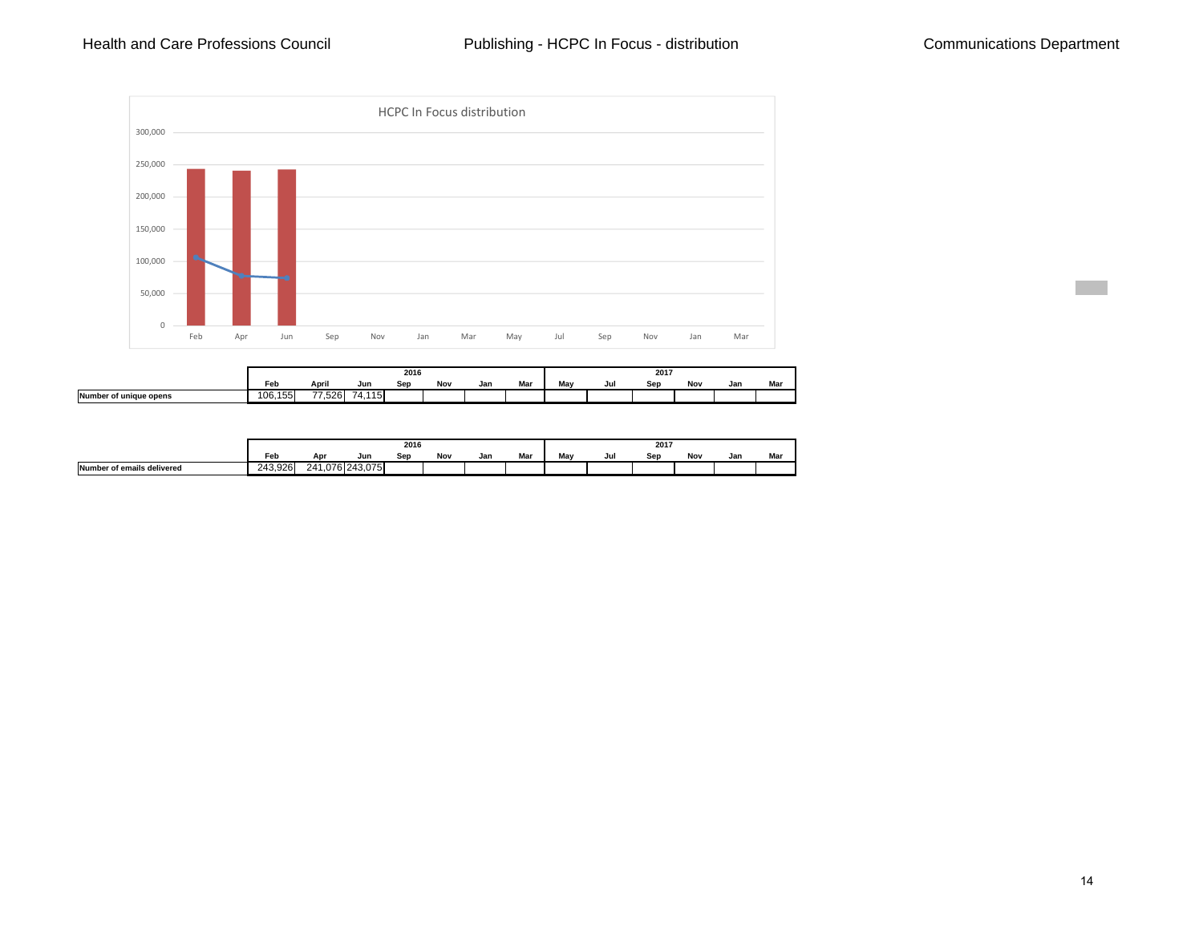HCPC In Focus distribution

300,000
250,000
200,000
150,000
100,000
50,000
0

Feb Apr Jun Sep Nov Jan Mar May Jul Sep Nov Jan Mar

| | 2016 | | | | | | | 2017 | | | | | |
|---|---|---|---|---|---|---|---|---|---|---|---|---|---|
| | Feb | April | Jun | Sep | Nov | Jan | Mar | May | Jul | Sep | Nov | Jan | Mar |
| **Number of unique opens** | 106,155 | 77,526 | 74,115 | | | | | | | | | | |

| | 2016 | | | | | | | 2017 | | | | | |
|---|---|---|---|---|---|---|---|---|---|---|---|---|---|
| | Feb | Apr | Jun | Sep | Nov | Jan | Mar | May | Jul | Sep | Nov | Jan | Mar |
| **Number of emails delivered** | 243,926 | 241,076 | 243,075 | | | | | | | | | | |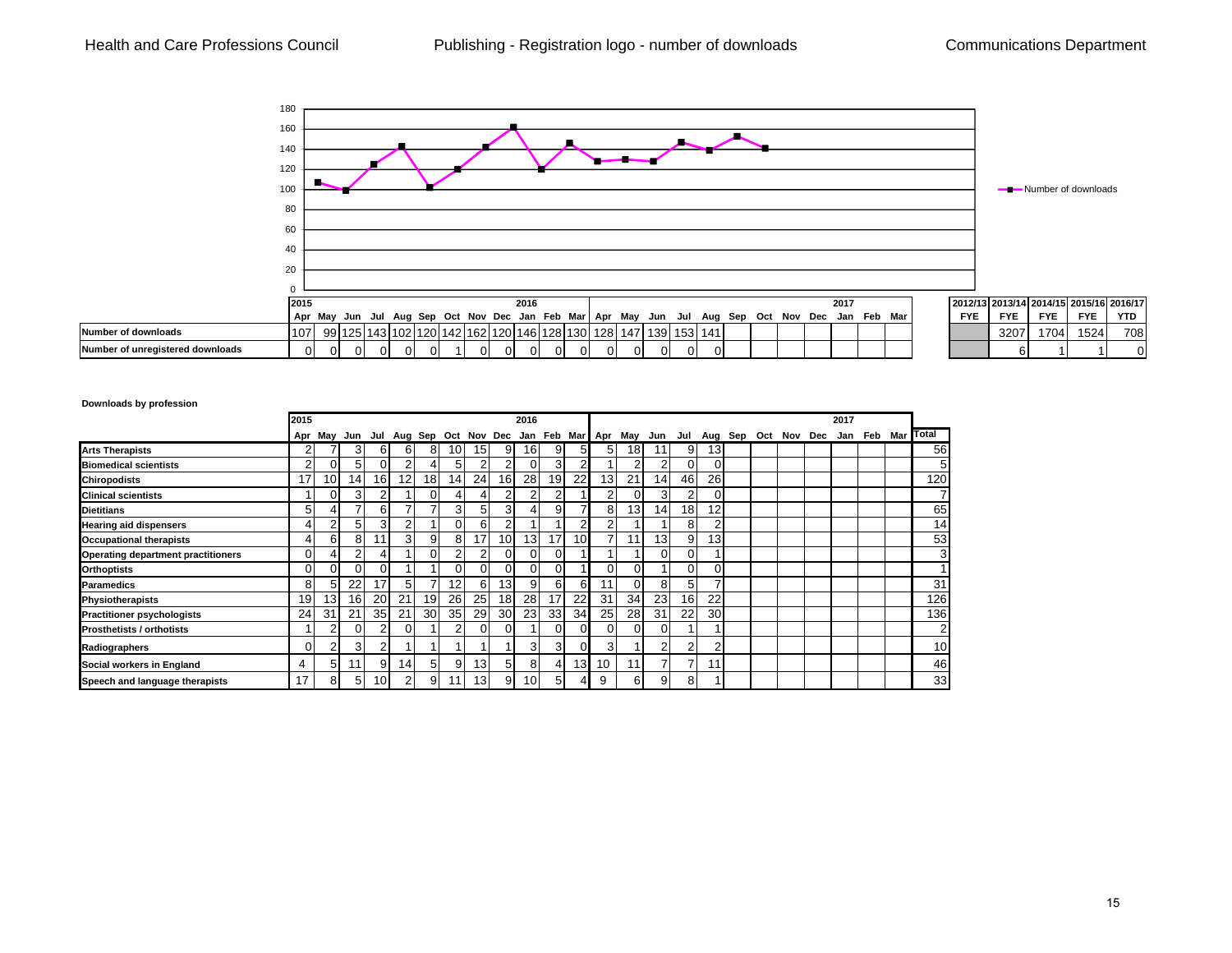# Publishing - Registration logo - number of downloads

| | 2015 | | | | | | | | | 2016 | | | | | | | | | | | | | 2017 | | | 2012/13 | 2013/14 | 2014/15 | 2015/16 | 2016/17 |
|---|---|---|---|---|---|---|---|---|---|---|---|---|---|---|---|---|---|---|---|---|---|---|---|---|---|---|---|---|---|---|
| | Apr | May | Jun | Jul | Aug | Sep | Oct | Nov | Dec | Jan | Feb | Mar | Apr | May | Jun | Jul | Aug | Sep | Oct | Nov | Dec | Jan | Feb | Mar | | FYE | FYE | FYE | FYE | YTD |
| **Number of downloads** | 107 | 99 | 125 | 143 | 102 | 120 | 142 | 162 | 120 | 146 | 128 | 130 | 128 | 147 | 139 | 153 | 141 | | | | | | | | | | 3207 | 1704 | 1524 | 708 |
| **Number of unregistered downloads** | 0 | 0 | 0 | 0 | 0 | 0 | 1 | 0 | 0 | 0 | 0 | 0 | 0 | 0 | 0 | 0 | 0 | | | | | | | | | | 6 | 1 | 1 | 0 |

**Downloads by profession**

| | 2015 | | | | | | | | | 2016 | | | | | | | | | | | | | 2017 | | | |
|---|---|---|---|---|---|---|---|---|---|---|---|---|---|---|---|---|---|---|---|---|---|---|---|---|---|---|
| | Apr | May | Jun | Jul | Aug | Sep | Oct | Nov | Dec | Jan | Feb | Mar | Apr | May | Jun | Jul | Aug | Sep | Oct | Nov | Dec | Jan | Feb | Mar | | Total |
| **Arts Therapists** | 2 | 7 | 3 | 6 | 6 | 8 | 10 | 15 | 9 | 16 | 9 | 5 | 5 | 18 | 11 | 9 | 13 | | | | | | | | | 56 |
| **Biomedical scientists** | 2 | 0 | 5 | 0 | 2 | 4 | 5 | 2 | 2 | 0 | 3 | 2 | 1 | 2 | 2 | 0 | 0 | | | | | | | | | 5 |
| **Chiropodists** | 17 | 10 | 14 | 16 | 12 | 18 | 14 | 24 | 16 | 28 | 19 | 22 | 13 | 21 | 14 | 46 | 26 | | | | | | | | | 120 |
| **Clinical scientists** | 1 | 0 | 3 | 2 | 1 | 0 | 4 | 4 | 2 | 2 | 2 | 1 | 2 | 0 | 3 | 2 | 0 | | | | | | | | | 7 |
| **Dietitians** | 5 | 4 | 7 | 6 | 7 | 7 | 3 | 5 | 3 | 4 | 9 | 7 | 8 | 13 | 14 | 18 | 12 | | | | | | | | | 65 |
| **Hearing aid dispensers** | 4 | 2 | 5 | 3 | 2 | 1 | 0 | 6 | 2 | 1 | 1 | 2 | 2 | 1 | 1 | 8 | 2 | | | | | | | | | 14 |
| **Occupational therapists** | 4 | 6 | 8 | 11 | 3 | 9 | 8 | 17 | 10 | 13 | 17 | 10 | 7 | 11 | 13 | 9 | 13 | | | | | | | | | 53 |
| **Operating department practitioners** | 0 | 4 | 2 | 4 | 1 | 0 | 2 | 2 | 0 | 0 | 0 | 1 | 1 | 1 | 0 | 0 | 1 | | | | | | | | | 3 |
| **Orthoptists** | 0 | 0 | 0 | 0 | 1 | 1 | 0 | 0 | 0 | 0 | 0 | 1 | 0 | 0 | 1 | 0 | 0 | | | | | | | | | 1 |
| **Paramedics** | 8 | 5 | 22 | 17 | 5 | 7 | 12 | 6 | 13 | 9 | 6 | 6 | 11 | 0 | 8 | 5 | 7 | | | | | | | | | 31 |
| **Physiotherapists** | 19 | 13 | 16 | 20 | 21 | 19 | 26 | 25 | 18 | 28 | 17 | 22 | 31 | 34 | 23 | 16 | 22 | | | | | | | | | 126 |
| **Practitioner psychologists** | 24 | 31 | 21 | 35 | 21 | 30 | 35 | 29 | 30 | 23 | 33 | 34 | 25 | 28 | 31 | 22 | 30 | | | | | | | | | 136 |
| **Prosthetists / orthotists** | 1 | 2 | 0 | 2 | 0 | 1 | 2 | 0 | 0 | 1 | 0 | 0 | 0 | 0 | 0 | 1 | 1 | | | | | | | | | 2 |
| **Radiographers** | 0 | 2 | 3 | 2 | 1 | 1 | 1 | 1 | 1 | 3 | 3 | 0 | 3 | 1 | 2 | 2 | 2 | | | | | | | | | 10 |
| **Social workers in England** | 4 | 5 | 11 | 9 | 14 | 5 | 9 | 13 | 5 | 8 | 4 | 13 | 10 | 11 | 7 | 7 | 11 | | | | | | | | | 46 |
| **Speech and language therapists** | 17 | 8 | 5 | 10 | 2 | 9 | 11 | 13 | 9 | 10 | 5 | 4 | 9 | 6 | 9 | 8 | 1 | | | | | | | | | 33 |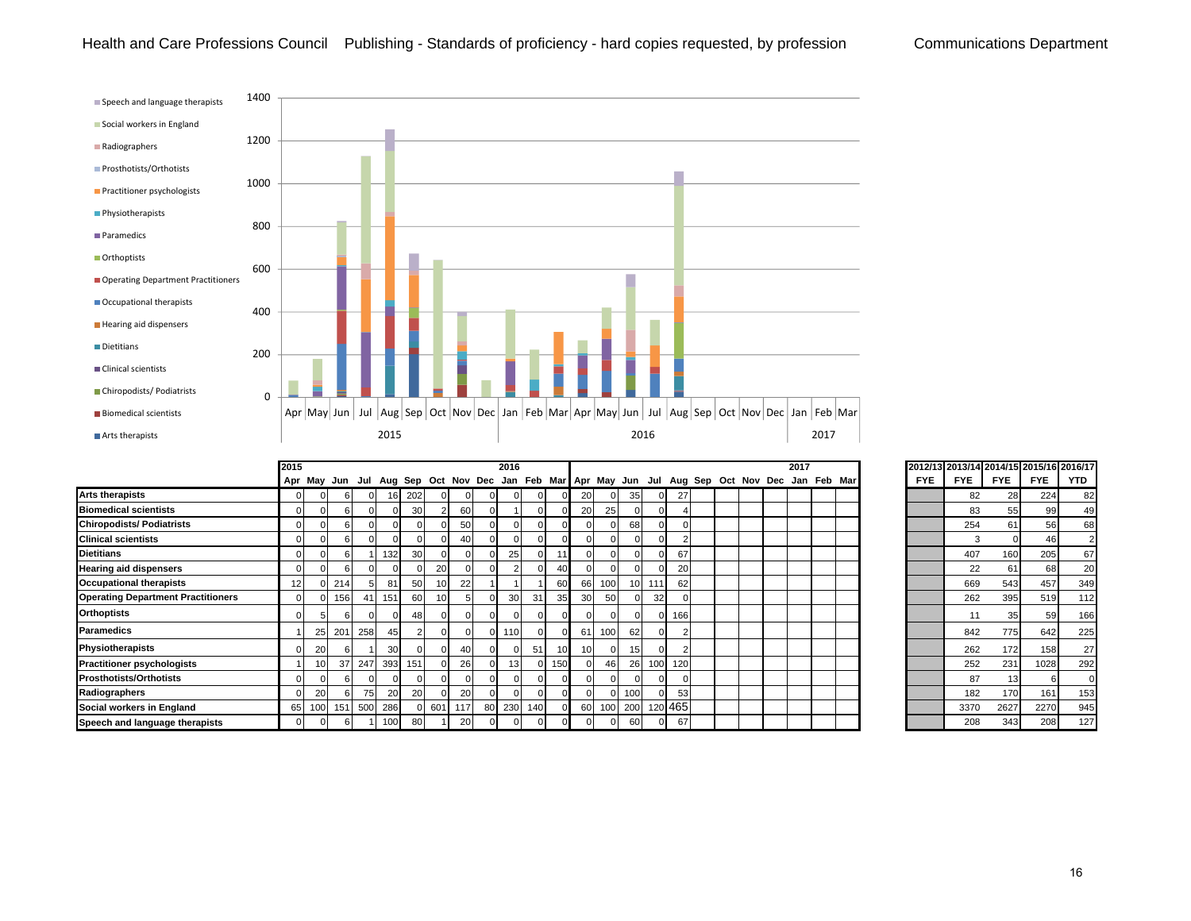Health and Care Professions Council Publishing - Standards of proficiency - hard copies requested, by profession Communications Department

Speech and language therapists
Social workers in England
Radiographers
Prosthotists/Orthotists
Practitioner psychologists
Physiotherapists
Paramedics
Orthoptists
Operating Department Practitioners
Occupational therapists
Hearing aid dispensers
Dietitians
Clinical scientists
Chiropodists/ Podiatrists
Biomedical scientists
Arts therapists

1400
1200
1000
800
600
400
200
0

Apr May Jun Jul Aug Sep Oct Nov Dec Jan Feb Mar Apr May Jun Jul Aug Sep Oct Nov Dec Jan Feb Mar
2015 2016 2017

| | 2015 | | | | | | | | | 2016 | | | | | | | | | | | | | 2017 | | | | 2012/13 | 2013/14 | 2014/15 | 2015/16 | 2016/17 |
|---|---|---|---|---|---|---|---|---|---|---|---|---|---|---|---|---|---|---|---|---|---|---|---|---|---|---|---|---|---|---|---|
| | Apr | May | Jun | Jul | Aug | Sep | Oct | Nov | Dec | Jan | Feb | Mar | Apr | May | Jun | Jul | Aug | Sep | Oct | Nov | Dec | Jan | Feb | Mar | FYE | FYE | FYE | FYE | YTD |
| **Arts therapists** | 0 | 0 | 6 | 0 | 16 | 202 | 0 | 0 | 0 | 0 | 0 | 0 | 20 | 0 | 35 | 0 | 27 | | | | | | | | | 82 | 28 | 224 | 82 |
| **Biomedical scientists** | 0 | 0 | 6 | 0 | 0 | 30 | 2 | 60 | 0 | 1 | 0 | 0 | 20 | 25 | 0 | 0 | 4 | | | | | | | | | 83 | 55 | 99 | 49 |
| **Chiropodists/ Podiatrists** | 0 | 0 | 6 | 0 | 0 | 0 | 0 | 50 | 0 | 0 | 0 | 0 | 0 | 0 | 68 | 0 | 0 | | | | | | | | | 254 | 61 | 56 | 68 |
| **Clinical scientists** | 0 | 0 | 6 | 0 | 0 | 0 | 0 | 40 | 0 | 0 | 0 | 0 | 0 | 0 | 0 | 0 | 2 | | | | | | | | | 3 | 0 | 46 | 2 |
| **Dietitians** | 0 | 0 | 6 | 1 | 132 | 30 | 0 | 0 | 0 | 25 | 0 | 11 | 0 | 0 | 0 | 0 | 67 | | | | | | | | | 407 | 160 | 205 | 67 |
| **Hearing aid dispensers** | 0 | 0 | 6 | 0 | 0 | 0 | 20 | 0 | 0 | 2 | 0 | 40 | 0 | 0 | 0 | 0 | 20 | | | | | | | | | 22 | 61 | 68 | 20 |
| **Occupational therapists** | 12 | 0 | 214 | 5 | 81 | 50 | 10 | 22 | 1 | 1 | 1 | 60 | 66 | 100 | 10 | 111 | 62 | | | | | | | | | 669 | 543 | 457 | 349 |
| **Operating Department Practitioners** | 0 | 0 | 156 | 41 | 151 | 60 | 10 | 5 | 0 | 30 | 31 | 35 | 30 | 50 | 0 | 32 | 0 | | | | | | | | | 262 | 395 | 519 | 112 |
| **Orthoptists** | 0 | 5 | 6 | 0 | 0 | 48 | 0 | 0 | 0 | 0 | 0 | 0 | 0 | 0 | 0 | 0 | 166 | | | | | | | | | 11 | 35 | 59 | 166 |
| **Paramedics** | 1 | 25 | 201 | 258 | 45 | 2 | 0 | 0 | 0 | 110 | 0 | 0 | 61 | 100 | 62 | 0 | 2 | | | | | | | | | 842 | 775 | 642 | 225 |
| **Physiotherapists** | 0 | 20 | 6 | 1 | 30 | 0 | 0 | 40 | 0 | 0 | 51 | 10 | 10 | 0 | 15 | 0 | 2 | | | | | | | | | 262 | 172 | 158 | 27 |
| **Practitioner psychologists** | 1 | 10 | 37 | 247 | 393 | 151 | 0 | 26 | 0 | 13 | 0 | 150 | 0 | 46 | 26 | 100 | 120 | | | | | | | | | 252 | 231 | 1028 | 292 |
| **Prosthotists/Orthotists** | 0 | 0 | 6 | 0 | 0 | 0 | 0 | 0 | 0 | 0 | 0 | 0 | 0 | 0 | 0 | 0 | 0 | | | | | | | | | 87 | 13 | 6 | 0 |
| **Radiographers** | 0 | 20 | 6 | 75 | 20 | 20 | 0 | 20 | 0 | 0 | 0 | 0 | 0 | 0 | 100 | 0 | 53 | | | | | | | | | 182 | 170 | 161 | 153 |
| **Social workers in England** | 65 | 100 | 151 | 500 | 286 | 0 | 601 | 117 | 80 | 230 | 140 | 0 | 60 | 100 | 200 | 120 | 465 | | | | | | | | | 3370 | 2627 | 2270 | 945 |
| **Speech and language therapists** | 0 | 0 | 6 | 1 | 100 | 80 | 1 | 20 | 0 | 0 | 0 | 0 | 0 | 0 | 60 | 0 | 67 | | | | | | | | | 208 | 343 | 208 | 127 |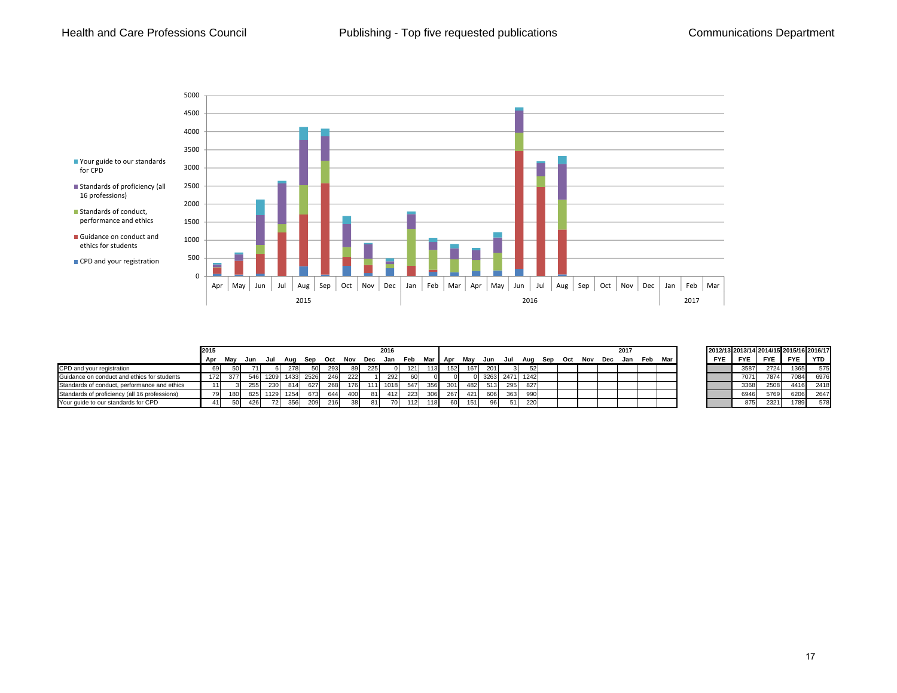Health and Care Professions Council | Publishing - Top five requested publications | Communications Department

5000
4500
4000
3500
3000
2500
2000
1500
1000
500
0

Your guide to our standards for CPD
Standards of proficiency (all 16 professions)
Standards of conduct, performance and ethics
Guidance on conduct and ethics for students
CPD and your registration

Apr May Jun Jul Aug Sep Oct Nov Dec Jan Feb Mar Apr May Jun Jul Aug Sep Oct Nov Dec Jan Feb Mar
2015 2016 2017

| | 2015 | | | | | | | | | 2016 | | | | | | | | | | | | 2017 | | |
|---|---|---|---|---|---|---|---|---|---|---|---|---|---|---|---|---|---|---|---|---|---|---|---|---|
| | Apr | May | Jun | Jul | Aug | Sep | Oct | Nov | Dec | Jan | Feb | Mar | Apr | May | Jun | Jul | Aug | Sep | Oct | Nov | Dec | Jan | Feb | Mar |
| CPD and your registration | 69 | 50 | 71 | 6 | 278 | 50 | 293 | 89 | 225 | 0 | 121 | 113 | 152 | 167 | 201 | 3 | 52 | | | | | | | |
| Guidance on conduct and ethics for students | 172 | 377 | 546 | 1209 | 1433 | 2526 | 246 | 222 | 1 | 292 | 60 | 0 | 0 | 0 | 3263 | 2471 | 1242 | | | | | | | |
| Standards of conduct, performance and ethics | 11 | 3 | 255 | 230 | 814 | 627 | 268 | 176 | 111 | 1018 | 547 | 356 | 301 | 482 | 513 | 295 | 827 | | | | | | | |
| Standards of proficiency (all 16 professions) | 79 | 180 | 825 | 1129 | 1254 | 673 | 644 | 400 | 81 | 412 | 223 | 306 | 267 | 421 | 606 | 363 | 990 | | | | | | | |
| Your guide to our standards for CPD | 41 | 50 | 426 | 72 | 356 | 209 | 216 | 38 | 81 | 70 | 112 | 118 | 60 | 151 | 96 | 51 | 220 | | | | | | | |

| 2012/13 | 2013/14 | 2014/15 | 2015/16 | 2016/17 |
|---|---|---|---|---|
| FYE | FYE | FYE | FYE | YTD |
| | 3587 | 2724 | 1365 | 575 |
| | 7071 | 7874 | 7084 | 6976 |
| | 3368 | 2508 | 4416 | 2418 |
| | 6946 | 5769 | 6206 | 2647 |
| | 875 | 2321 | 1789 | 578 |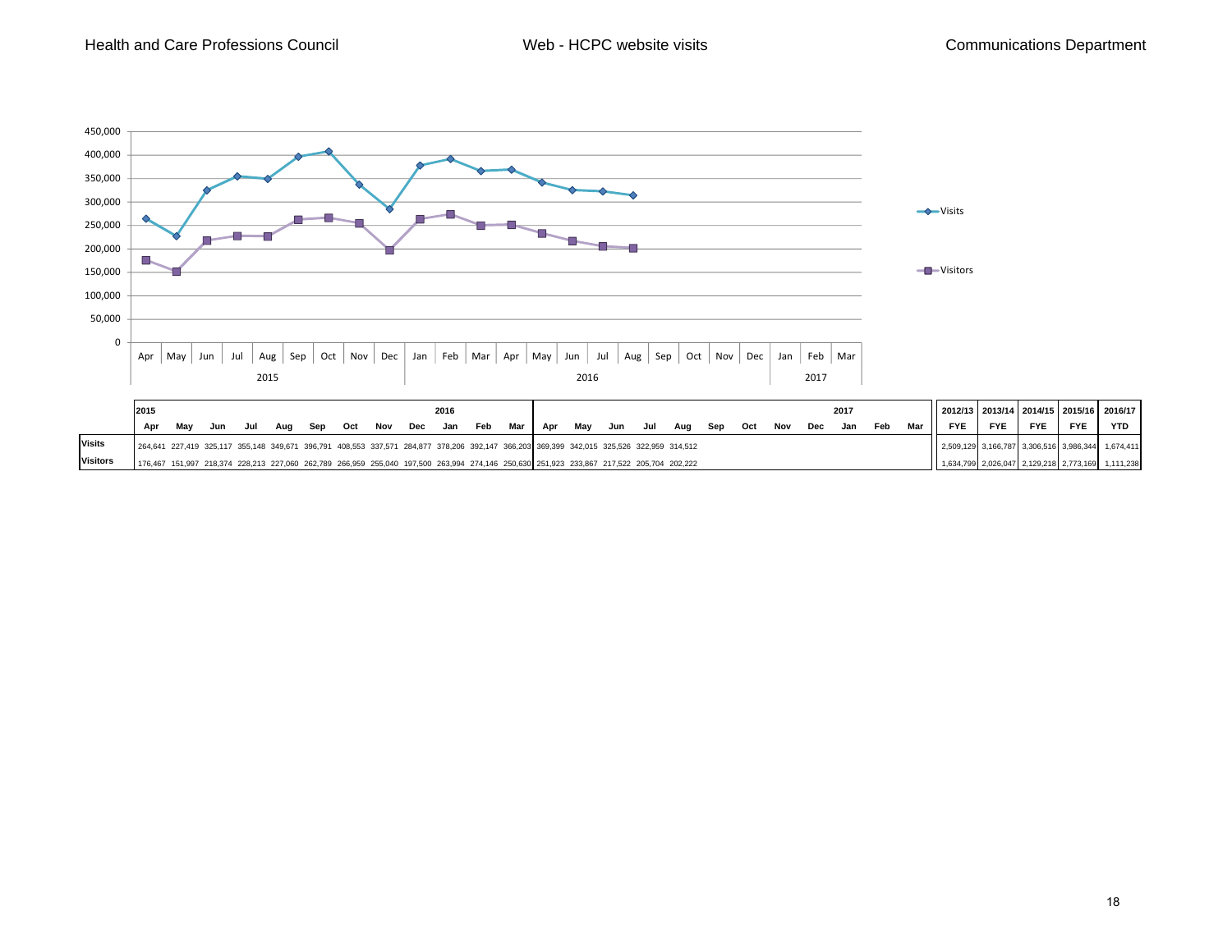Web - HCPC website visits

450,000
400,000
350,000
300,000
250,000
200,000
150,000
100,000
50,000
0

Apr May Jun Jul Aug Sep Oct Nov Dec Jan Feb Mar Apr May Jun Jul Aug Sep Oct Nov Dec Jan Feb Mar

2015 2016 2017

Visits
Visitors

| | 2015 | | | | | | | | | 2016 | | | | | | | | | | | | | 2017 | | | 2012/13 | 2013/14 | 2014/15 | 2015/16 | 2016/17 |
|---|---|---|---|---|---|---|---|---|---|---|---|---|---|---|---|---|---|---|---|---|---|---|---|---|---|---|---|---|---|---|
| | Apr | May | Jun | Jul | Aug | Sep | Oct | Nov | Dec | Jan | Feb | Mar | Apr | May | Jun | Jul | Aug | Sep | Oct | Nov | Dec | Jan | Feb | Mar | FYE | FYE | FYE | FYE | YTD |
| **Visits** | 264,641 | 227,419 | 325,117 | 355,148 | 349,671 | 396,791 | 408,553 | 337,571 | 284,877 | 378,206 | 392,147 | 366,203 | 369,399 | 342,015 | 325,526 | 322,959 | 314,512 | | | | | | | | 2,509,129 | 3,166,787 | 3,306,516 | 3,986,344 | 1,674,411 |
| **Visitors** | 176,467 | 151,997 | 218,374 | 228,213 | 227,060 | 262,789 | 266,959 | 255,040 | 197,500 | 263,994 | 274,146 | 250,630 | 251,923 | 233,867 | 217,522 | 205,704 | 202,222 | | | | | | | | 1,634,799 | 2,026,047 | 2,129,218 | 2,773,169 | 1,111,238 |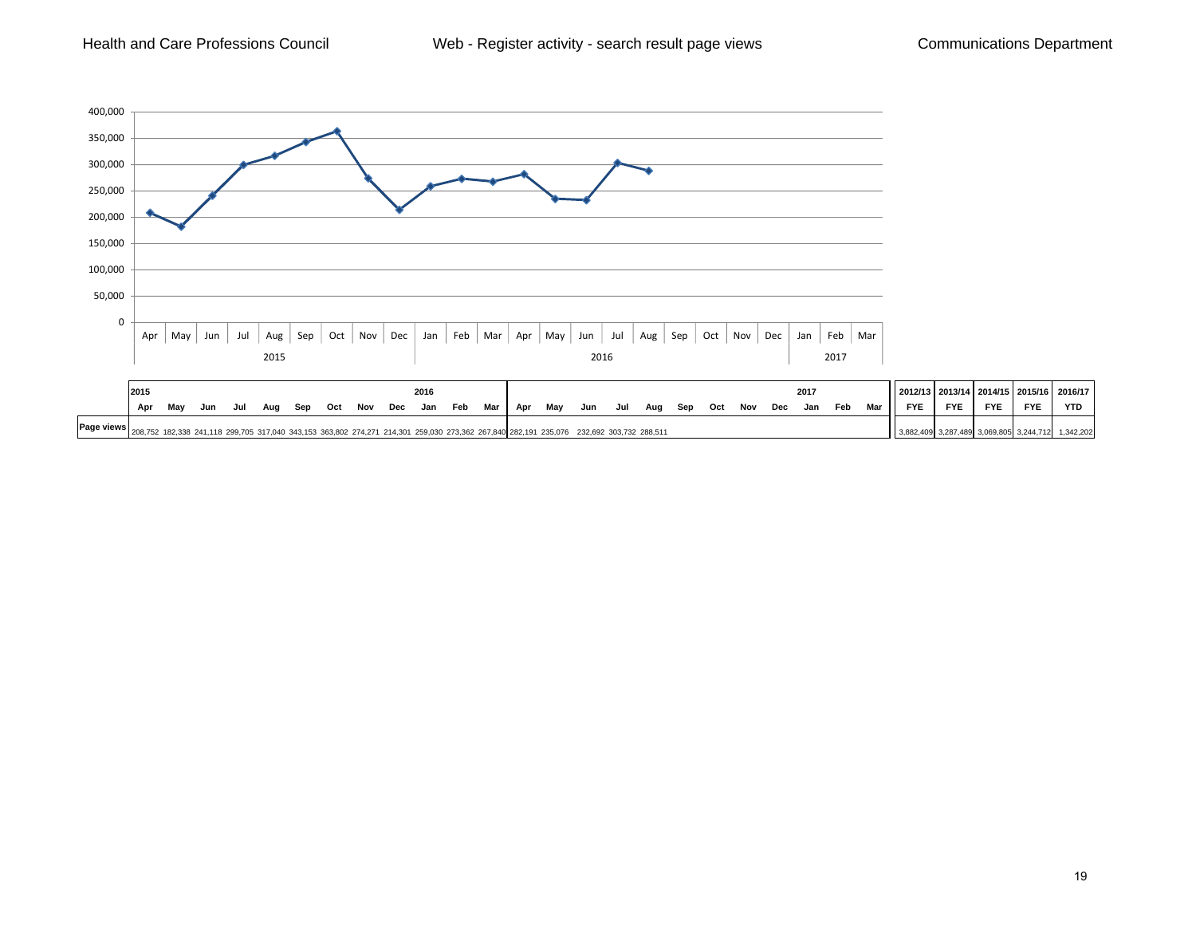Health and Care Professions Council | Web - Register activity - search result page views | Communications Department

400,000
350,000
300,000
250,000
200,000
150,000
100,000
50,000
0

Apr May Jun Jul Aug Sep Oct Nov Dec Jan Feb Mar Apr May Jun Jul Aug Sep Oct Nov Dec Jan Feb Mar
2015 2016 2017

| | 2015 | | | | | | | | | 2016 | | | | | | | | | | | | 2017 | | | 2012/13 | 2013/14 | 2014/15 | 2015/16 | 2016/17 |
|---|---|---|---|---|---|---|---|---|---|---|---|---|---|---|---|---|---|---|---|---|---|---|---|---|---|---|---|---|---|
| | Apr | May | Jun | Jul | Aug | Sep | Oct | Nov | Dec | Jan | Feb | Mar | Apr | May | Jun | Jul | Aug | Sep | Oct | Nov | Dec | Jan | Feb | Mar | FYE | FYE | FYE | FYE | YTD |
| Page views | 208,752 | 182,338 | 241,118 | 299,705 | 317,040 | 343,153 | 363,802 | 274,271 | 214,301 | 259,030 | 273,362 | 267,840 | 282,191 | 235,076 | 232,692 | 303,732 | 288,511 | | | | | | | | 3,882,409 | 3,287,489 | 3,069,805 | 3,244,712 | 1,342,202 |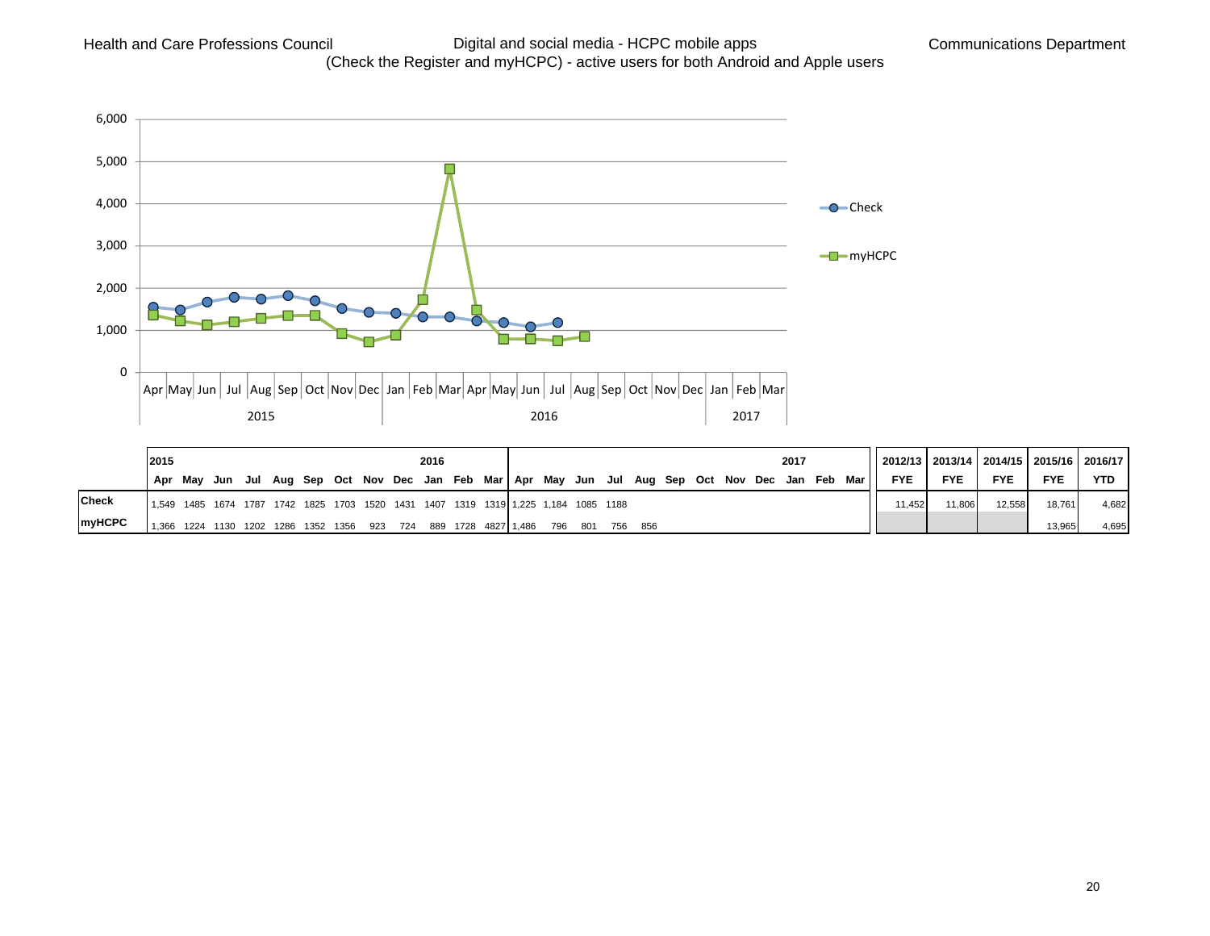Health and Care Professions Council

# Digital and social media - HCPC mobile apps (Check the Register and myHCPC) - active users for both Android and Apple users

Communications Department

| | 2015 | | | | | | | | | 2016 | | | | | | | | | | | | | 2017 | | | 2012/13 | 2013/14 | 2014/15 | 2015/16 | 2016/17 |
|---|---|---|---|---|---|---|---|---|---|---|---|---|---|---|---|---|---|---|---|---|---|---|---|---|---|---|---|---|---|---|
| | Apr | May | Jun | Jul | Aug | Sep | Oct | Nov | Dec | Jan | Feb | Mar | Apr | May | Jun | Jul | Aug | Sep | Oct | Nov | Dec | Jan | Feb | Mar | | FYE | FYE | FYE | FYE | YTD |
| Check | 1,549 | 1485 | 1674 | 1787 | 1742 | 1825 | 1703 | 1520 | 1431 | 1407 | 1319 | 1319 | 1,225 | 1,184 | 1085 | 1188 | | | | | | | | | | 11,452 | 11,806 | 12,558 | 18,761 | 4,682 |
| myHCPC | 1,366 | 1224 | 1130 | 1202 | 1286 | 1352 | 1356 | 923 | 724 | 889 | 1728 | 4827 | 1,486 | 796 | 801 | 756 | 856 | | | | | | | | | | | | 13,965 | 4,695 |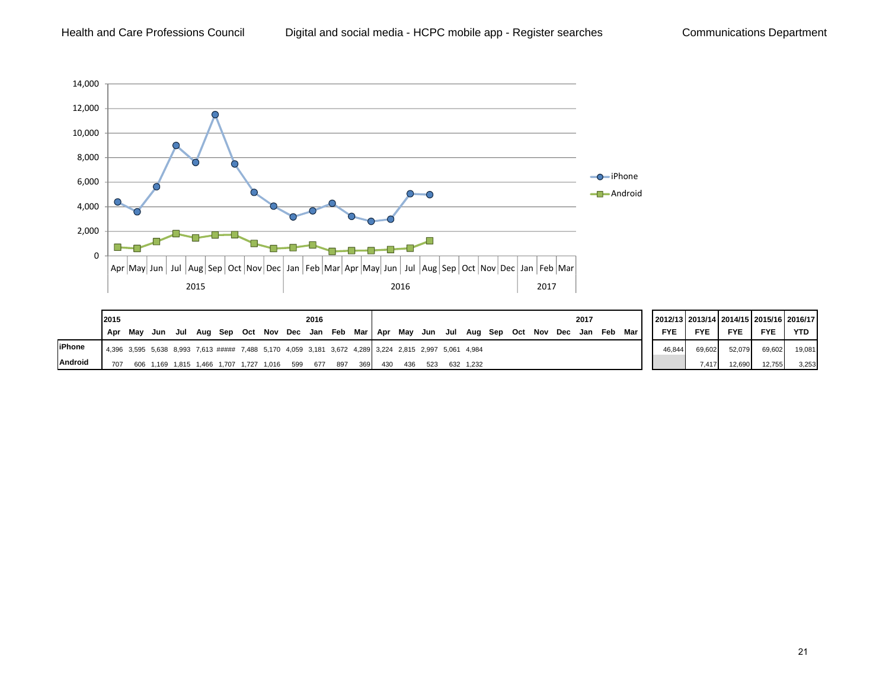Health and Care Professions Council — Digital and social media - HCPC mobile app - Register searches — Communications Department

14,000
12,000
10,000
8,000
6,000
4,000
2,000
0

Apr May Jun Jul Aug Sep Oct Nov Dec Jan Feb Mar Apr May Jun Jul Aug Sep Oct Nov Dec Jan Feb Mar

2015 2016 2017

iPhone
Android

| | 2015 | | | | | | | | | 2016 | | | | | | | | | | | | 2017 | | |
|---|---|---|---|---|---|---|---|---|---|---|---|---|---|---|---|---|---|---|---|---|---|---|---|---|
| | Apr | May | Jun | Jul | Aug | Sep | Oct | Nov | Dec | Jan | Feb | Mar | Apr | May | Jun | Jul | Aug | Sep | Oct | Nov | Dec | Jan | Feb | Mar |
| **iPhone** | 4,396 | 3,595 | 5,638 | 8,993 | 7,613 | ##### | 7,488 | 5,170 | 4,059 | 3,181 | 3,672 | 4,289 | 3,224 | 2,815 | 2,997 | 5,061 | 4,984 | | | | | | | |
| **Android** | 707 | 606 | 1,169 | 1,815 | 1,466 | 1,707 | 1,727 | 1,016 | 599 | 677 | 897 | 369 | 430 | 436 | 523 | 632 | 1,232 | | | | | | | |

| | 2012/13 FYE | 2013/14 FYE | 2014/15 FYE | 2015/16 FYE | 2016/17 YTD |
|---|---|---|---|---|---|
| **iPhone** | 46,844 | 69,602 | 52,079 | 69,602 | 19,081 |
| **Android** | | 7,417 | 12,690 | 12,755 | 3,253 |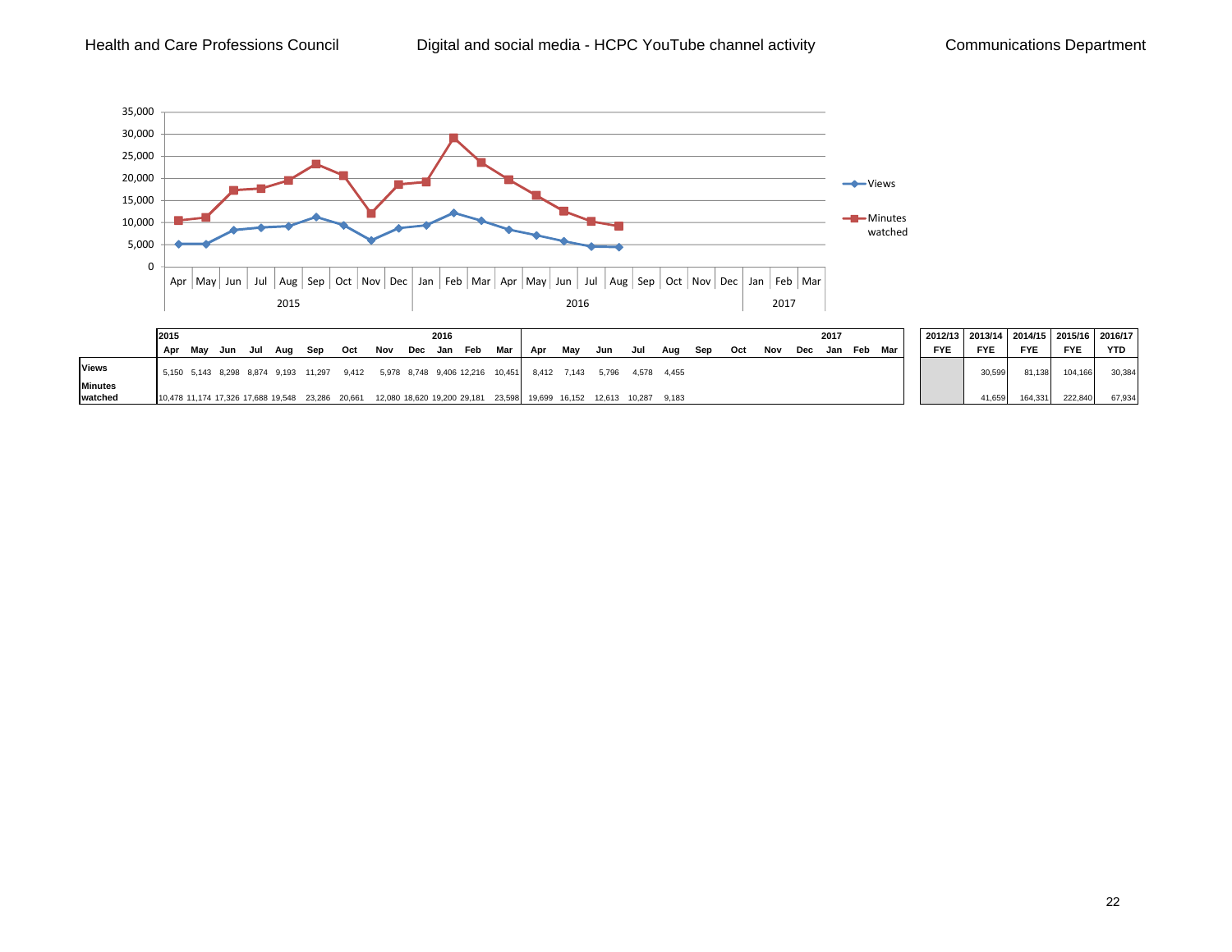# Digital and social media - HCPC YouTube channel activity

35,000
30,000
25,000
20,000
15,000
10,000
5,000
0

Apr May Jun Jul Aug Sep Oct Nov Dec Jan Feb Mar Apr May Jun Jul Aug Sep Oct Nov Dec Jan Feb Mar

2015 2016 2017

Views
Minutes watched

| | 2015 | | | | | | | | | 2016 | | | | | | | | | | | | 2017 | | |
|---|---|---|---|---|---|---|---|---|---|---|---|---|---|---|---|---|---|---|---|---|---|---|---|---|
| | Apr | May | Jun | Jul | Aug | Sep | Oct | Nov | Dec | Jan | Feb | Mar | Apr | May | Jun | Jul | Aug | Sep | Oct | Nov | Dec | Jan | Feb | Mar |
| **Views** | 5,150 | 5,143 | 8,298 | 8,874 | 9,193 | 11,297 | 9,412 | 5,978 | 8,748 | 9,406 | 12,216 | 10,451 | 8,412 | 7,143 | 5,796 | 4,578 | 4,455 | | | | | | | |
| **Minutes watched** | 10,478 | 11,174 | 17,326 | 17,688 | 19,548 | 23,286 | 20,661 | 12,080 | 18,620 | 19,200 | 29,181 | 23,598 | 19,699 | 16,152 | 12,613 | 10,287 | 9,183 | | | | | | | |

| | 2012/13 FYE | 2013/14 FYE | 2014/15 FYE | 2015/16 FYE | 2016/17 YTD |
|---|---|---|---|---|---|
| **Views** | | 30,599 | 81,138 | 104,166 | 30,384 |
| **Minutes watched** | | 41,659 | 164,331 | 222,840 | 67,934 |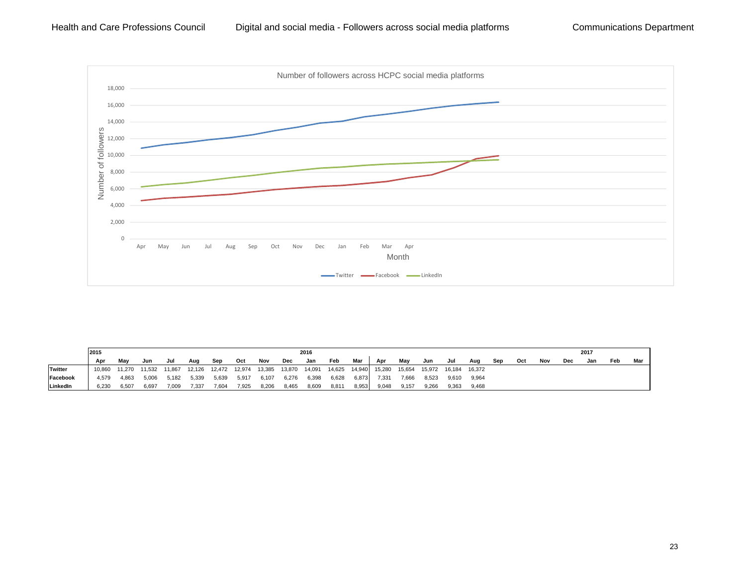Health and Care Professions Council | Digital and social media - Followers across social media platforms | Communications Department

Number of followers across HCPC social media platforms

18,000
16,000
14,000
12,000
10,000
8,000
6,000
4,000
2,000
0

Number of followers

Apr May Jun Jul Aug Sep Oct Nov Dec Jan Feb Mar Apr

Month

Twitter Facebook LinkedIn

| | 2015 | | | | | | | | | 2016 | | | | | | | | | | | | | 2017 | | |
|---|---|---|---|---|---|---|---|---|---|---|---|---|---|---|---|---|---|---|---|---|---|---|---|---|---|
| | Apr | May | Jun | Jul | Aug | Sep | Oct | Nov | Dec | Jan | Feb | Mar | Apr | May | Jun | Jul | Aug | Sep | Oct | Nov | Dec | Jan | Feb | Mar |
| **Twitter** | 10,860 | 11,270 | 11,532 | 11,867 | 12,126 | 12,472 | 12,974 | 13,385 | 13,870 | 14,091 | 14,625 | 14,940 | 15,280 | 15,654 | 15,972 | 16,184 | 16,372 | | | | | | | |
| **Facebook** | 4,579 | 4,863 | 5,006 | 5,182 | 5,339 | 5,639 | 5,917 | 6,107 | 6,276 | 6,398 | 6,628 | 6,873 | 7,331 | 7,666 | 8,523 | 9,610 | 9,964 | | | | | | | |
| **LinkedIn** | 6,230 | 6,507 | 6,697 | 7,009 | 7,337 | 7,604 | 7,925 | 8,206 | 8,465 | 8,609 | 8,811 | 8,953 | 9,048 | 9,157 | 9,266 | 9,363 | 9,468 | | | | | | | |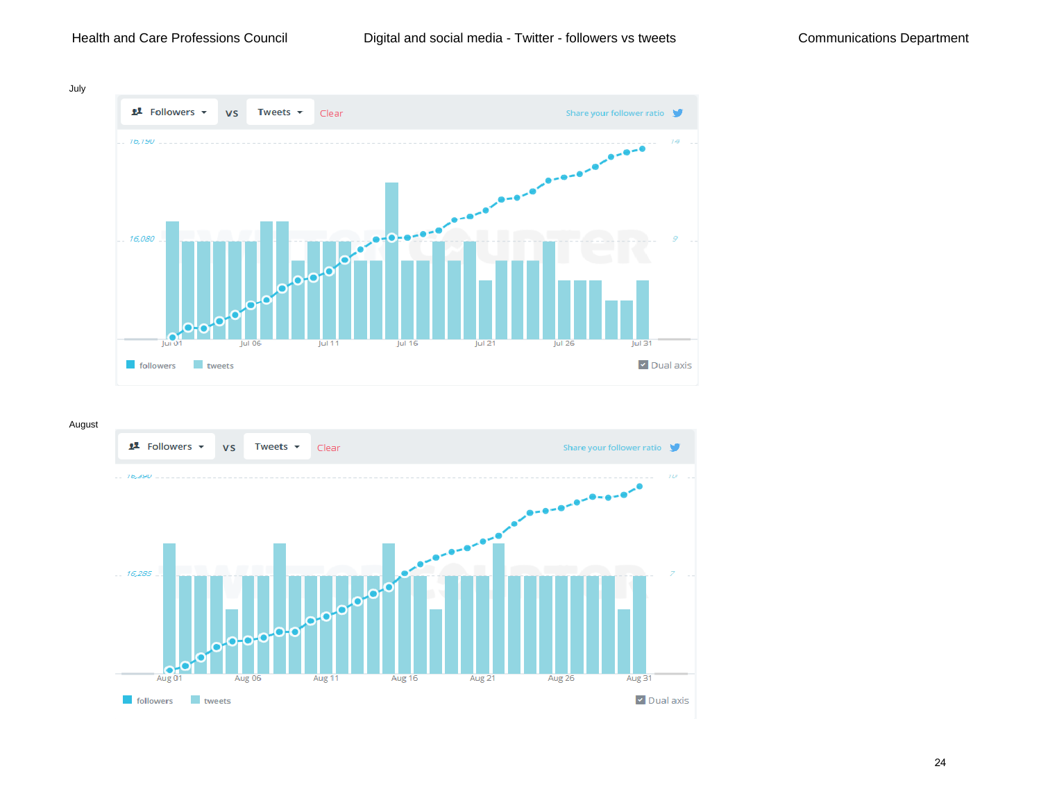July

Followers vs Tweets Clear Share your follower ratio

16,190
16,080
14
9

Jul 01 Jul 06 Jul 11 Jul 16 Jul 21 Jul 26 Jul 31

followers tweets Dual axis

August

Followers vs Tweets Clear Share your follower ratio

16,390
16,285
10
7

Aug 01 Aug 06 Aug 11 Aug 16 Aug 21 Aug 26 Aug 31

followers tweets Dual axis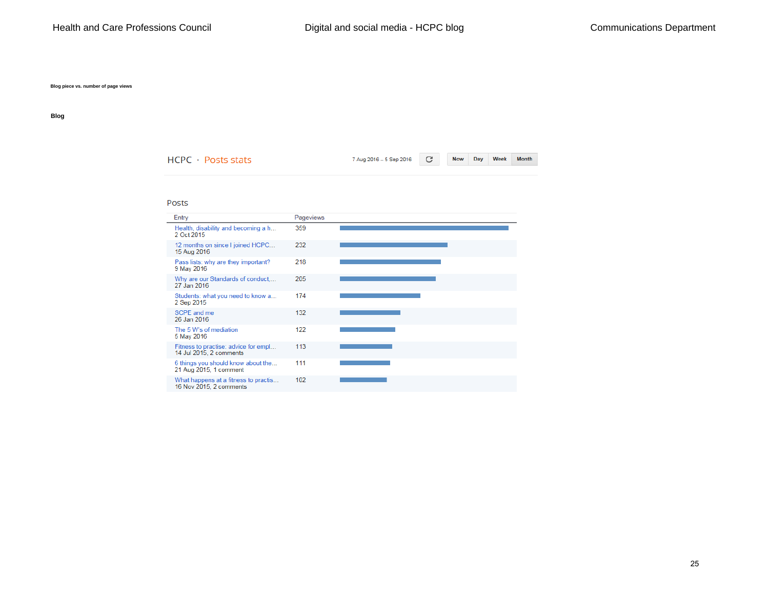**Blog piece vs. number of page views**

**Blog**

HCPC · Posts stats

7 Aug 2016 – 5 Sep 2016

Now Day Week Month

Posts

| Entry | Pageviews |
|---|---|
| Health, disability and becoming a h... 2 Oct 2015 | 359 |
| 12 months on since I joined HCPC... 15 Aug 2016 | 232 |
| Pass lists: why are they important? 9 May 2016 | 218 |
| Why are our Standards of conduct,... 27 Jan 2016 | 205 |
| Students: what you need to know a... 2 Sep 2015 | 174 |
| SCPE and me 26 Jan 2016 | 132 |
| The 5 W's of mediation 5 May 2016 | 122 |
| Fitness to practise: advice for empl... 14 Jul 2015, 2 comments | 113 |
| 6 things you should know about the... 21 Aug 2015, 1 comment | 111 |
| What happens at a fitness to practis... 16 Nov 2015, 2 comments | 102 |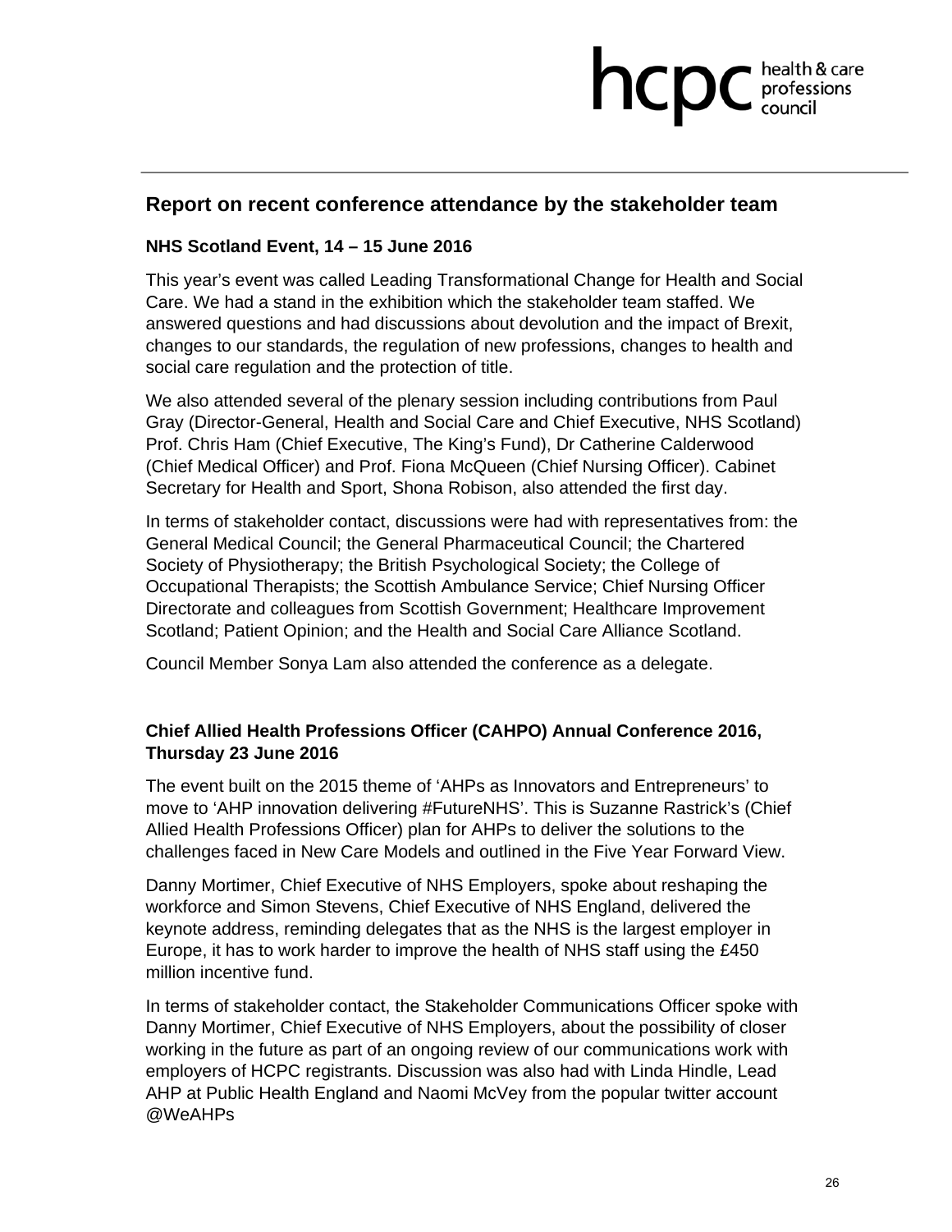## Report on recent conference attendance by the stakeholder team

### NHS Scotland Event, 14 – 15 June 2016

This year's event was called Leading Transformational Change for Health and Social Care. We had a stand in the exhibition which the stakeholder team staffed. We answered questions and had discussions about devolution and the impact of Brexit, changes to our standards, the regulation of new professions, changes to health and social care regulation and the protection of title.

We also attended several of the plenary session including contributions from Paul Gray (Director-General, Health and Social Care and Chief Executive, NHS Scotland) Prof. Chris Ham (Chief Executive, The King's Fund), Dr Catherine Calderwood (Chief Medical Officer) and Prof. Fiona McQueen (Chief Nursing Officer). Cabinet Secretary for Health and Sport, Shona Robison, also attended the first day.

In terms of stakeholder contact, discussions were had with representatives from: the General Medical Council; the General Pharmaceutical Council; the Chartered Society of Physiotherapy; the British Psychological Society; the College of Occupational Therapists; the Scottish Ambulance Service; Chief Nursing Officer Directorate and colleagues from Scottish Government; Healthcare Improvement Scotland; Patient Opinion; and the Health and Social Care Alliance Scotland.

Council Member Sonya Lam also attended the conference as a delegate.

### Chief Allied Health Professions Officer (CAHPO) Annual Conference 2016, Thursday 23 June 2016

The event built on the 2015 theme of 'AHPs as Innovators and Entrepreneurs' to move to 'AHP innovation delivering #FutureNHS'. This is Suzanne Rastrick's (Chief Allied Health Professions Officer) plan for AHPs to deliver the solutions to the challenges faced in New Care Models and outlined in the Five Year Forward View.

Danny Mortimer, Chief Executive of NHS Employers, spoke about reshaping the workforce and Simon Stevens, Chief Executive of NHS England, delivered the keynote address, reminding delegates that as the NHS is the largest employer in Europe, it has to work harder to improve the health of NHS staff using the £450 million incentive fund.

In terms of stakeholder contact, the Stakeholder Communications Officer spoke with Danny Mortimer, Chief Executive of NHS Employers, about the possibility of closer working in the future as part of an ongoing review of our communications work with employers of HCPC registrants. Discussion was also had with Linda Hindle, Lead AHP at Public Health England and Naomi McVey from the popular twitter account @WeAHPs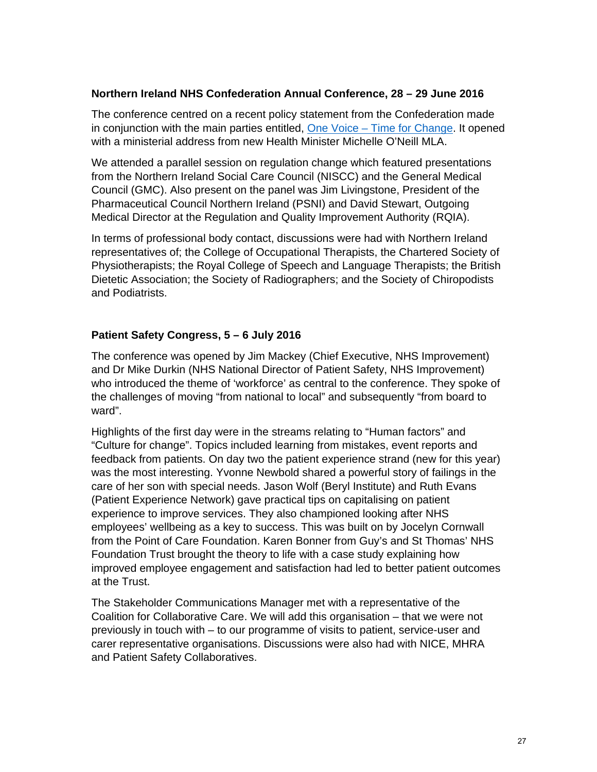### Northern Ireland NHS Confederation Annual Conference, 28 – 29 June 2016

The conference centred on a recent policy statement from the Confederation made in conjunction with the main parties entitled, One Voice – Time for Change. It opened with a ministerial address from new Health Minister Michelle O'Neill MLA.

We attended a parallel session on regulation change which featured presentations from the Northern Ireland Social Care Council (NISCC) and the General Medical Council (GMC). Also present on the panel was Jim Livingstone, President of the Pharmaceutical Council Northern Ireland (PSNI) and David Stewart, Outgoing Medical Director at the Regulation and Quality Improvement Authority (RQIA).

In terms of professional body contact, discussions were had with Northern Ireland representatives of; the College of Occupational Therapists, the Chartered Society of Physiotherapists; the Royal College of Speech and Language Therapists; the British Dietetic Association; the Society of Radiographers; and the Society of Chiropodists and Podiatrists.

### Patient Safety Congress, 5 – 6 July 2016

The conference was opened by Jim Mackey (Chief Executive, NHS Improvement) and Dr Mike Durkin (NHS National Director of Patient Safety, NHS Improvement) who introduced the theme of 'workforce' as central to the conference. They spoke of the challenges of moving "from national to local" and subsequently "from board to ward".

Highlights of the first day were in the streams relating to "Human factors" and "Culture for change". Topics included learning from mistakes, event reports and feedback from patients. On day two the patient experience strand (new for this year) was the most interesting. Yvonne Newbold shared a powerful story of failings in the care of her son with special needs. Jason Wolf (Beryl Institute) and Ruth Evans (Patient Experience Network) gave practical tips on capitalising on patient experience to improve services. They also championed looking after NHS employees' wellbeing as a key to success. This was built on by Jocelyn Cornwall from the Point of Care Foundation. Karen Bonner from Guy's and St Thomas' NHS Foundation Trust brought the theory to life with a case study explaining how improved employee engagement and satisfaction had led to better patient outcomes at the Trust.

The Stakeholder Communications Manager met with a representative of the Coalition for Collaborative Care. We will add this organisation – that we were not previously in touch with – to our programme of visits to patient, service-user and carer representative organisations. Discussions were also had with NICE, MHRA and Patient Safety Collaboratives.